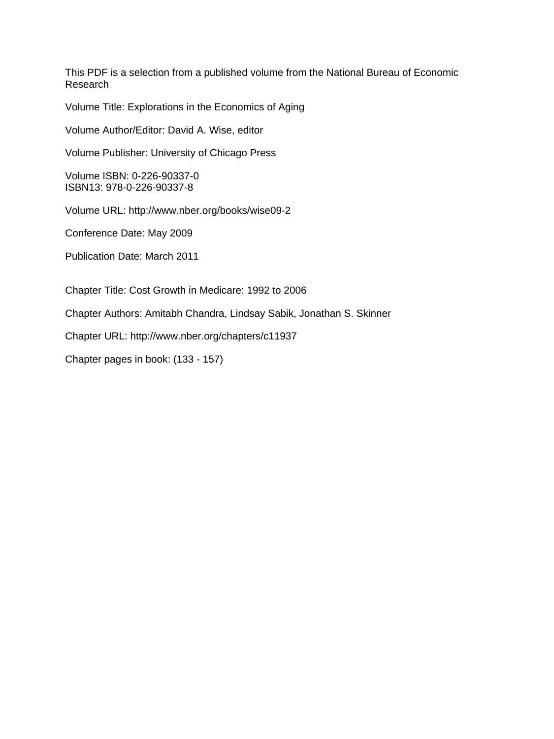This PDF is a selection from a published volume from the National Bureau of Economic Research

Volume Title: Explorations in the Economics of Aging

Volume Author/Editor: David A. Wise, editor

Volume Publisher: University of Chicago Press

Volume ISBN: 0-226-90337-0
ISBN13: 978-0-226-90337-8

Volume URL: http://www.nber.org/books/wise09-2

Conference Date: May 2009

Publication Date: March 2011

Chapter Title: Cost Growth in Medicare: 1992 to 2006

Chapter Authors: Amitabh Chandra, Lindsay Sabik, Jonathan S. Skinner

Chapter URL: http://www.nber.org/chapters/c11937

Chapter pages in book: (133 - 157)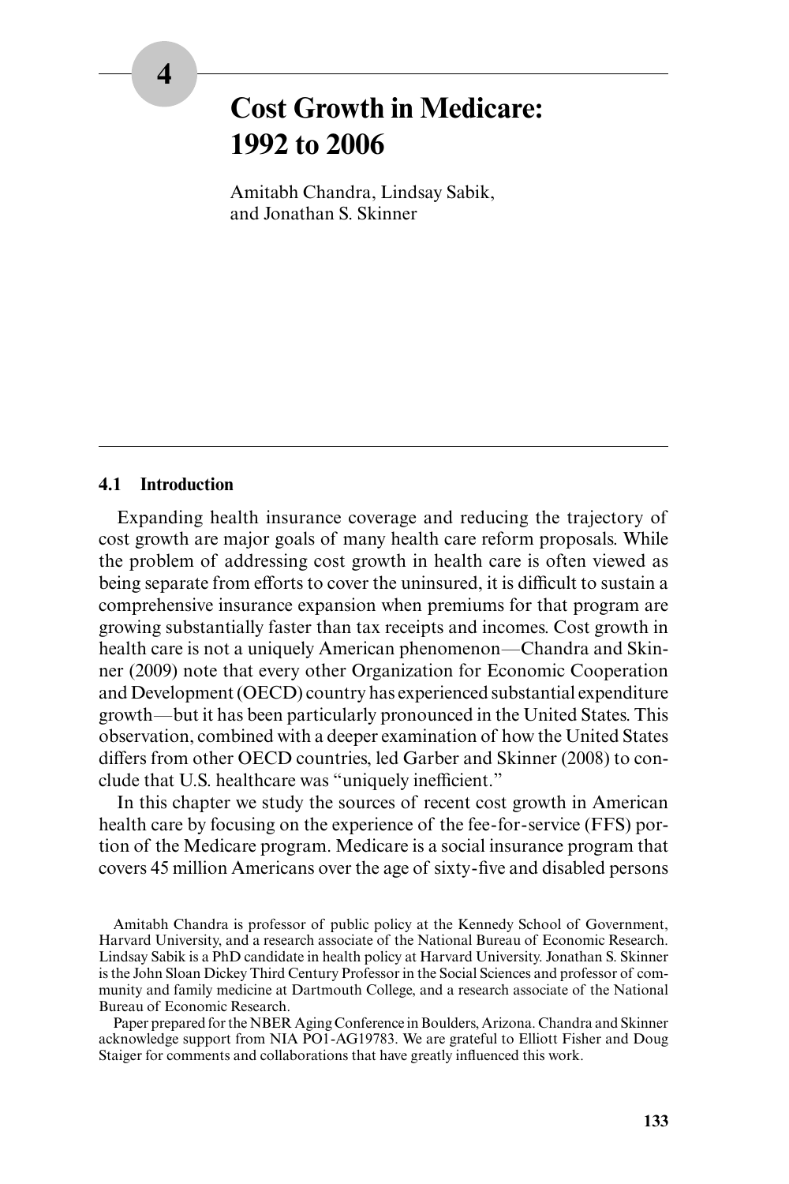# 4 Cost Growth in Medicare: 1992 to 2006

Amitabh Chandra, Lindsay Sabik, and Jonathan S. Skinner

## 4.1 Introduction

Expanding health insurance coverage and reducing the trajectory of cost growth are major goals of many health care reform proposals. While the problem of addressing cost growth in health care is often viewed as being separate from efforts to cover the uninsured, it is difficult to sustain a comprehensive insurance expansion when premiums for that program are growing substantially faster than tax receipts and incomes. Cost growth in health care is not a uniquely American phenomenon—Chandra and Skinner (2009) note that every other Organization for Economic Cooperation and Development (OECD) country has experienced substantial expenditure growth—but it has been particularly pronounced in the United States. This observation, combined with a deeper examination of how the United States differs from other OECD countries, led Garber and Skinner (2008) to conclude that U.S. healthcare was "uniquely inefficient."

In this chapter we study the sources of recent cost growth in American health care by focusing on the experience of the fee-for-service (FFS) portion of the Medicare program. Medicare is a social insurance program that covers 45 million Americans over the age of sixty-five and disabled persons

Amitabh Chandra is professor of public policy at the Kennedy School of Government, Harvard University, and a research associate of the National Bureau of Economic Research. Lindsay Sabik is a PhD candidate in health policy at Harvard University. Jonathan S. Skinner is the John Sloan Dickey Third Century Professor in the Social Sciences and professor of community and family medicine at Dartmouth College, and a research associate of the National Bureau of Economic Research.

Paper prepared for the NBER Aging Conference in Boulders, Arizona. Chandra and Skinner acknowledge support from NIA PO1-AG19783. We are grateful to Elliott Fisher and Doug Staiger for comments and collaborations that have greatly influenced this work.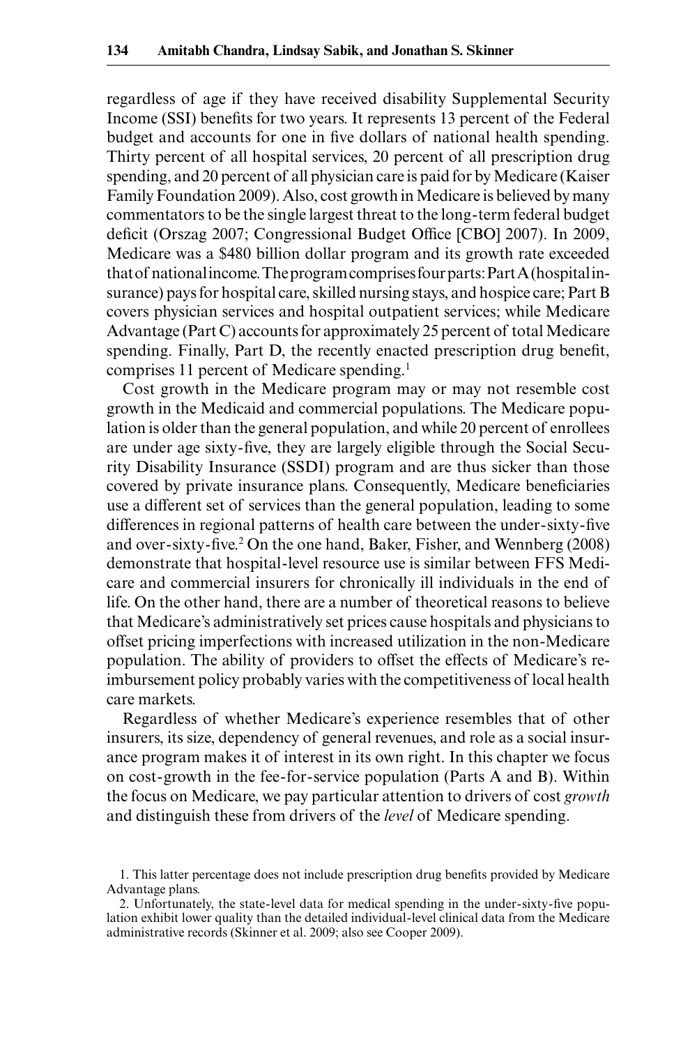regardless of age if they have received disability Supplemental Security Income (SSI) benefits for two years. It represents 13 percent of the Federal budget and accounts for one in five dollars of national health spending. Thirty percent of all hospital services, 20 percent of all prescription drug spending, and 20 percent of all physician care is paid for by Medicare (Kaiser Family Foundation 2009). Also, cost growth in Medicare is believed by many commentators to be the single largest threat to the long-term federal budget deficit (Orszag 2007; Congressional Budget Office [CBO] 2007). In 2009, Medicare was a $480 billion dollar program and its growth rate exceeded that of national income. The program comprises four parts: Part A (hospital insurance) pays for hospital care, skilled nursing stays, and hospice care; Part B covers physician services and hospital outpatient services; while Medicare Advantage (Part C) accounts for approximately 25 percent of total Medicare spending. Finally, Part D, the recently enacted prescription drug benefit, comprises 11 percent of Medicare spending.[1]

Cost growth in the Medicare program may or may not resemble cost growth in the Medicaid and commercial populations. The Medicare population is older than the general population, and while 20 percent of enrollees are under age sixty-five, they are largely eligible through the Social Security Disability Insurance (SSDI) program and are thus sicker than those covered by private insurance plans. Consequently, Medicare beneficiaries use a different set of services than the general population, leading to some differences in regional patterns of health care between the under-sixty-five and over-sixty-five.[2] On the one hand, Baker, Fisher, and Wennberg (2008) demonstrate that hospital-level resource use is similar between FFS Medicare and commercial insurers for chronically ill individuals in the end of life. On the other hand, there are a number of theoretical reasons to believe that Medicare's administratively set prices cause hospitals and physicians to offset pricing imperfections with increased utilization in the non-Medicare population. The ability of providers to offset the effects of Medicare's reimbursement policy probably varies with the competitiveness of local health care markets.

Regardless of whether Medicare's experience resembles that of other insurers, its size, dependency of general revenues, and role as a social insurance program makes it of interest in its own right. In this chapter we focus on cost-growth in the fee-for-service population (Parts A and B). Within the focus on Medicare, we pay particular attention to drivers of cost *growth* and distinguish these from drivers of the *level* of Medicare spending.

1. This latter percentage does not include prescription drug benefits provided by Medicare Advantage plans.

2. Unfortunately, the state-level data for medical spending in the under-sixty-five population exhibit lower quality than the detailed individual-level clinical data from the Medicare administrative records (Skinner et al. 2009; also see Cooper 2009).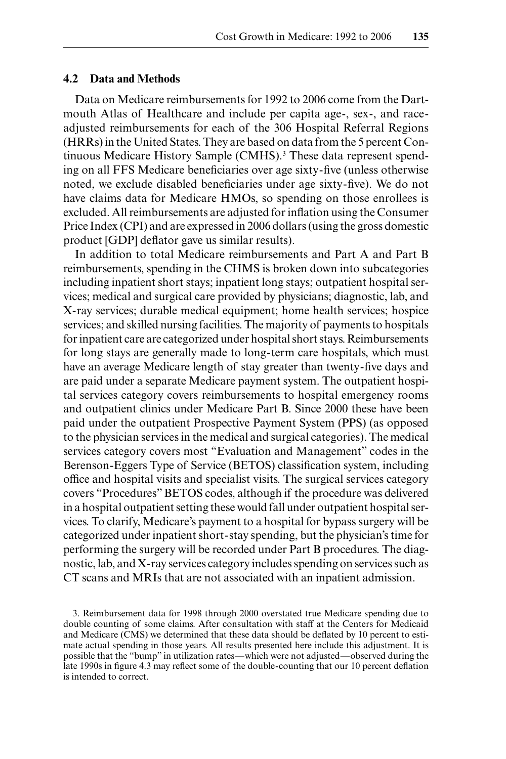## 4.2 Data and Methods

Data on Medicare reimbursements for 1992 to 2006 come from the Dartmouth Atlas of Healthcare and include per capita age-, sex-, and race-adjusted reimbursements for each of the 306 Hospital Referral Regions (HRRs) in the United States. They are based on data from the 5 percent Continuous Medicare History Sample (CMHS).[3] These data represent spending on all FFS Medicare beneficiaries over age sixty-five (unless otherwise noted, we exclude disabled beneficiaries under age sixty-five). We do not have claims data for Medicare HMOs, so spending on those enrollees is excluded. All reimbursements are adjusted for inflation using the Consumer Price Index (CPI) and are expressed in 2006 dollars (using the gross domestic product [GDP] deflator gave us similar results).

In addition to total Medicare reimbursements and Part A and Part B reimbursements, spending in the CHMS is broken down into subcategories including inpatient short stays; inpatient long stays; outpatient hospital services; medical and surgical care provided by physicians; diagnostic, lab, and X-ray services; durable medical equipment; home health services; hospice services; and skilled nursing facilities. The majority of payments to hospitals for inpatient care are categorized under hospital short stays. Reimbursements for long stays are generally made to long-term care hospitals, which must have an average Medicare length of stay greater than twenty-five days and are paid under a separate Medicare payment system. The outpatient hospital services category covers reimbursements to hospital emergency rooms and outpatient clinics under Medicare Part B. Since 2000 these have been paid under the outpatient Prospective Payment System (PPS) (as opposed to the physician services in the medical and surgical categories). The medical services category covers most "Evaluation and Management" codes in the Berenson-Eggers Type of Service (BETOS) classification system, including office and hospital visits and specialist visits. The surgical services category covers "Procedures" BETOS codes, although if the procedure was delivered in a hospital outpatient setting these would fall under outpatient hospital services. To clarify, Medicare's payment to a hospital for bypass surgery will be categorized under inpatient short-stay spending, but the physician's time for performing the surgery will be recorded under Part B procedures. The diagnostic, lab, and X-ray services category includes spending on services such as CT scans and MRIs that are not associated with an inpatient admission.

3. Reimbursement data for 1998 through 2000 overstated true Medicare spending due to double counting of some claims. After consultation with staff at the Centers for Medicaid and Medicare (CMS) we determined that these data should be deflated by 10 percent to estimate actual spending in those years. All results presented here include this adjustment. It is possible that the "bump" in utilization rates—which were not adjusted—observed during the late 1990s in figure 4.3 may reflect some of the double-counting that our 10 percent deflation is intended to correct.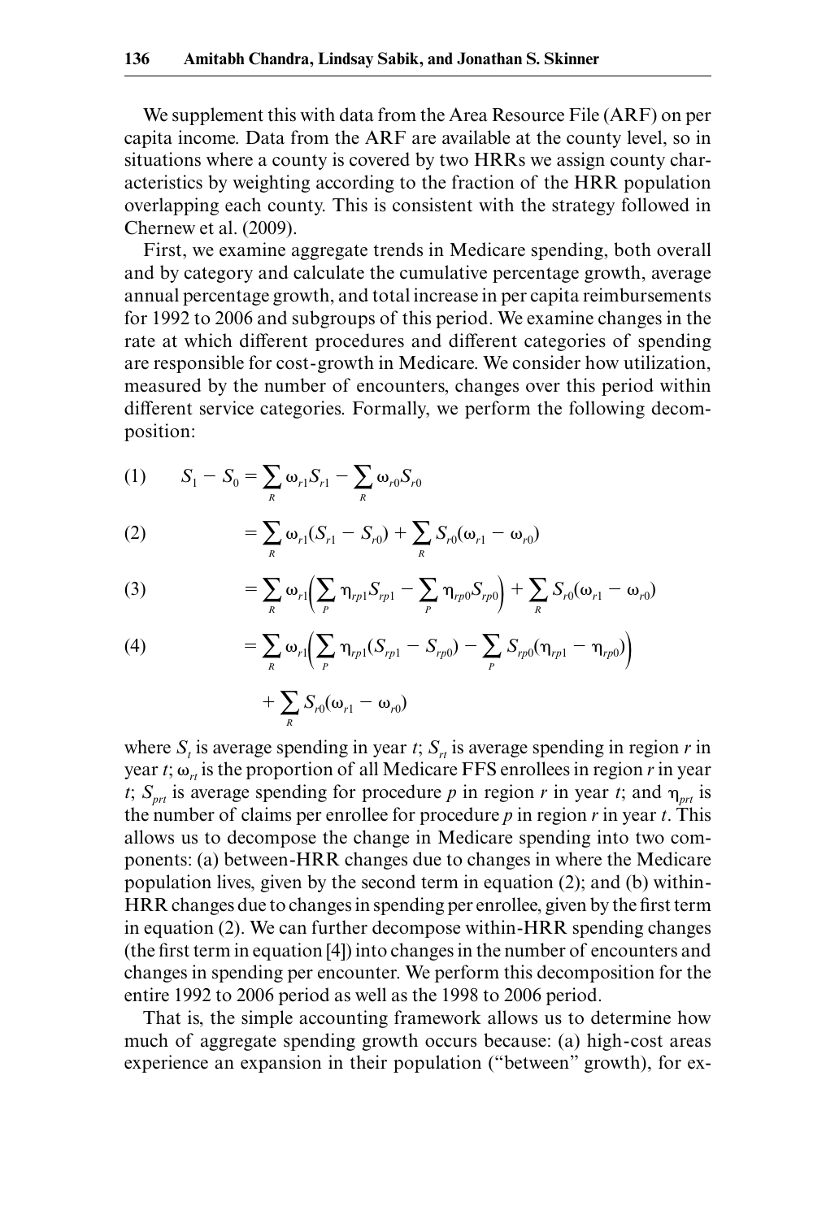We supplement this with data from the Area Resource File (ARF) on per capita income. Data from the ARF are available at the county level, so in situations where a county is covered by two HRRs we assign county characteristics by weighting according to the fraction of the HRR population overlapping each county. This is consistent with the strategy followed in Chernew et al. (2009).

First, we examine aggregate trends in Medicare spending, both overall and by category and calculate the cumulative percentage growth, average annual percentage growth, and total increase in per capita reimbursements for 1992 to 2006 and subgroups of this period. We examine changes in the rate at which different procedures and different categories of spending are responsible for cost-growth in Medicare. We consider how utilization, measured by the number of encounters, changes over this period within different service categories. Formally, we perform the following decomposition:

$$(1) \qquad S_1 - S_0 = \sum_R \omega_{r1} S_{r1} - \sum_R \omega_{r0} S_{r0}$$

$$(2) \qquad = \sum_R \omega_{r1}(S_{r1} - S_{r0}) + \sum_R S_{r0}(\omega_{r1} - \omega_{r0})$$

$$(3) \qquad = \sum_R \omega_{r1}\Big(\sum_P \eta_{rp1} S_{rp1} - \sum_P \eta_{rp0} S_{rp0}\Big) + \sum_R S_{r0}(\omega_{r1} - \omega_{r0})$$

$$(4) \qquad = \sum_R \omega_{r1}\Big(\sum_P \eta_{rp1}(S_{rp1} - S_{rp0}) - \sum_P S_{rp0}(\eta_{rp1} - \eta_{rp0})\Big) + \sum_R S_{r0}(\omega_{r1} - \omega_{r0})$$

where $S_t$ is average spending in year $t$; $S_{rt}$ is average spending in region $r$ in year $t$; $\omega_{rt}$ is the proportion of all Medicare FFS enrollees in region $r$ in year $t$; $S_{prt}$ is average spending for procedure $p$ in region $r$ in year $t$; and $\eta_{prt}$ is the number of claims per enrollee for procedure $p$ in region $r$ in year $t$. This allows us to decompose the change in Medicare spending into two components: (a) between-HRR changes due to changes in where the Medicare population lives, given by the second term in equation (2); and (b) within-HRR changes due to changes in spending per enrollee, given by the first term in equation (2). We can further decompose within-HRR spending changes (the first term in equation [4]) into changes in the number of encounters and changes in spending per encounter. We perform this decomposition for the entire 1992 to 2006 period as well as the 1998 to 2006 period.

That is, the simple accounting framework allows us to determine how much of aggregate spending growth occurs because: (a) high-cost areas experience an expansion in their population ("between" growth), for ex-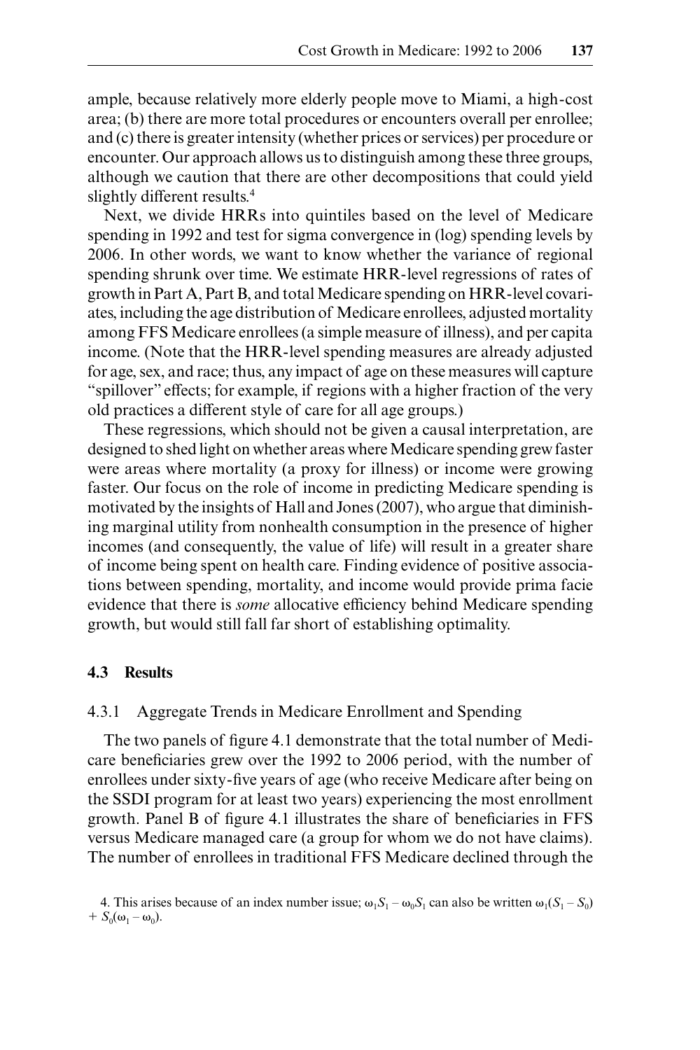ample, because relatively more elderly people move to Miami, a high-cost area; (b) there are more total procedures or encounters overall per enrollee; and (c) there is greater intensity (whether prices or services) per procedure or encounter. Our approach allows us to distinguish among these three groups, although we caution that there are other decompositions that could yield slightly different results.[4]

Next, we divide HRRs into quintiles based on the level of Medicare spending in 1992 and test for sigma convergence in (log) spending levels by 2006. In other words, we want to know whether the variance of regional spending shrunk over time. We estimate HRR-level regressions of rates of growth in Part A, Part B, and total Medicare spending on HRR-level covariates, including the age distribution of Medicare enrollees, adjusted mortality among FFS Medicare enrollees (a simple measure of illness), and per capita income. (Note that the HRR-level spending measures are already adjusted for age, sex, and race; thus, any impact of age on these measures will capture "spillover" effects; for example, if regions with a higher fraction of the very old practices a different style of care for all age groups.)

These regressions, which should not be given a causal interpretation, are designed to shed light on whether areas where Medicare spending grew faster were areas where mortality (a proxy for illness) or income were growing faster. Our focus on the role of income in predicting Medicare spending is motivated by the insights of Hall and Jones (2007), who argue that diminishing marginal utility from nonhealth consumption in the presence of higher incomes (and consequently, the value of life) will result in a greater share of income being spent on health care. Finding evidence of positive associations between spending, mortality, and income would provide prima facie evidence that there is *some* allocative efficiency behind Medicare spending growth, but would still fall far short of establishing optimality.

## 4.3 Results

### 4.3.1 Aggregate Trends in Medicare Enrollment and Spending

The two panels of figure 4.1 demonstrate that the total number of Medicare beneficiaries grew over the 1992 to 2006 period, with the number of enrollees under sixty-five years of age (who receive Medicare after being on the SSDI program for at least two years) experiencing the most enrollment growth. Panel B of figure 4.1 illustrates the share of beneficiaries in FFS versus Medicare managed care (a group for whom we do not have claims). The number of enrollees in traditional FFS Medicare declined through the

4. This arises because of an index number issue; $\omega_1 S_1 - \omega_0 S_1$ can also be written $\omega_1(S_1 - S_0) + S_0(\omega_1 - \omega_0)$.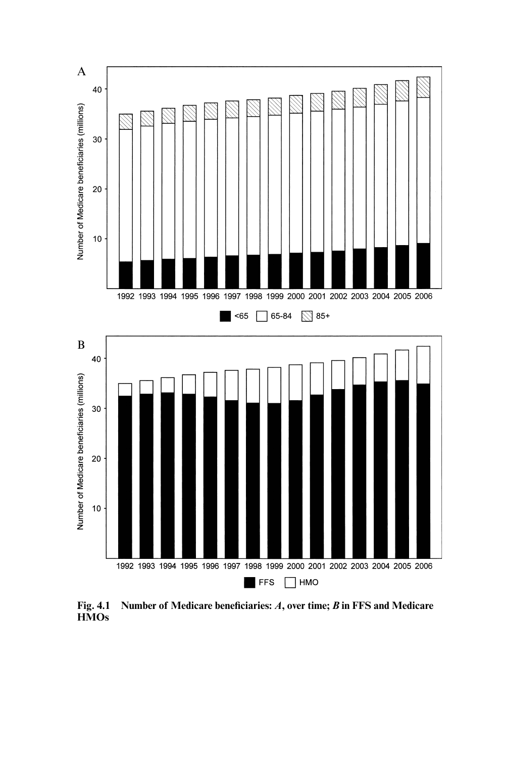**Fig. 4.1 Number of Medicare beneficiaries: *A*, over time; *B* in FFS and Medicare HMOs**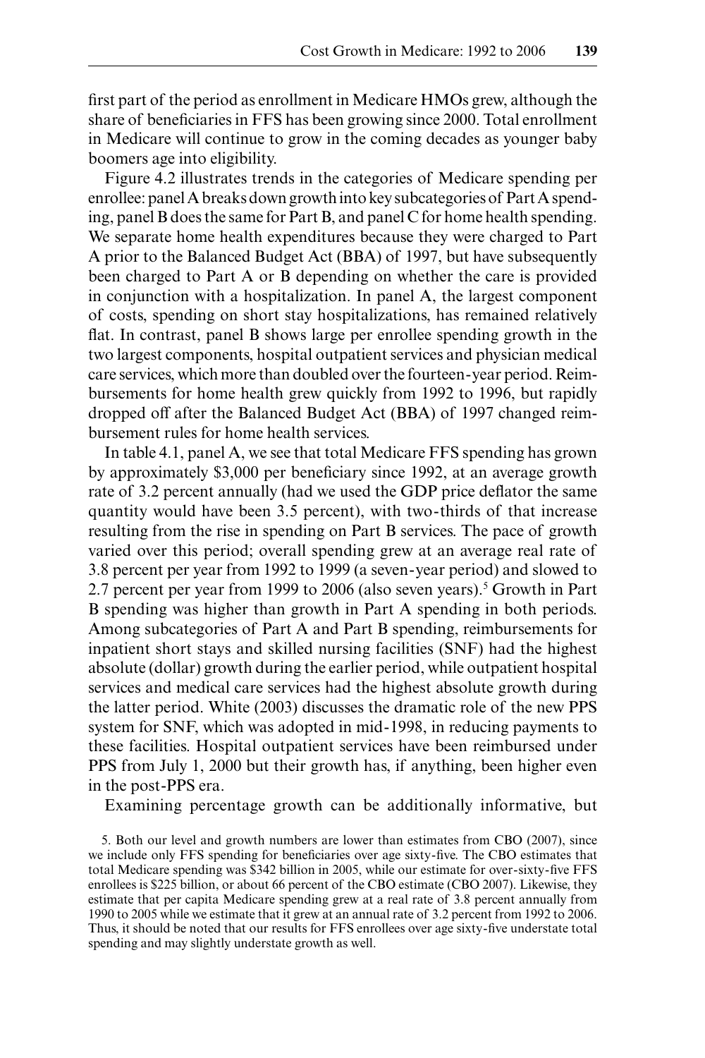first part of the period as enrollment in Medicare HMOs grew, although the share of beneficiaries in FFS has been growing since 2000. Total enrollment in Medicare will continue to grow in the coming decades as younger baby boomers age into eligibility.

Figure 4.2 illustrates trends in the categories of Medicare spending per enrollee: panel A breaks down growth into key subcategories of Part A spending, panel B does the same for Part B, and panel C for home health spending. We separate home health expenditures because they were charged to Part A prior to the Balanced Budget Act (BBA) of 1997, but have subsequently been charged to Part A or B depending on whether the care is provided in conjunction with a hospitalization. In panel A, the largest component of costs, spending on short stay hospitalizations, has remained relatively flat. In contrast, panel B shows large per enrollee spending growth in the two largest components, hospital outpatient services and physician medical care services, which more than doubled over the fourteen-year period. Reimbursements for home health grew quickly from 1992 to 1996, but rapidly dropped off after the Balanced Budget Act (BBA) of 1997 changed reimbursement rules for home health services.

In table 4.1, panel A, we see that total Medicare FFS spending has grown by approximately $3,000 per beneficiary since 1992, at an average growth rate of 3.2 percent annually (had we used the GDP price deflator the same quantity would have been 3.5 percent), with two-thirds of that increase resulting from the rise in spending on Part B services. The pace of growth varied over this period; overall spending grew at an average real rate of 3.8 percent per year from 1992 to 1999 (a seven-year period) and slowed to 2.7 percent per year from 1999 to 2006 (also seven years).[5] Growth in Part B spending was higher than growth in Part A spending in both periods. Among subcategories of Part A and Part B spending, reimbursements for inpatient short stays and skilled nursing facilities (SNF) had the highest absolute (dollar) growth during the earlier period, while outpatient hospital services and medical care services had the highest absolute growth during the latter period. White (2003) discusses the dramatic role of the new PPS system for SNF, which was adopted in mid-1998, in reducing payments to these facilities. Hospital outpatient services have been reimbursed under PPS from July 1, 2000 but their growth has, if anything, been higher even in the post-PPS era.

Examining percentage growth can be additionally informative, but

5. Both our level and growth numbers are lower than estimates from CBO (2007), since we include only FFS spending for beneficiaries over age sixty-five. The CBO estimates that total Medicare spending was $342 billion in 2005, while our estimate for over-sixty-five FFS enrollees is $225 billion, or about 66 percent of the CBO estimate (CBO 2007). Likewise, they estimate that per capita Medicare spending grew at a real rate of 3.8 percent annually from 1990 to 2005 while we estimate that it grew at an annual rate of 3.2 percent from 1992 to 2006. Thus, it should be noted that our results for FFS enrollees over age sixty-five understate total spending and may slightly understate growth as well.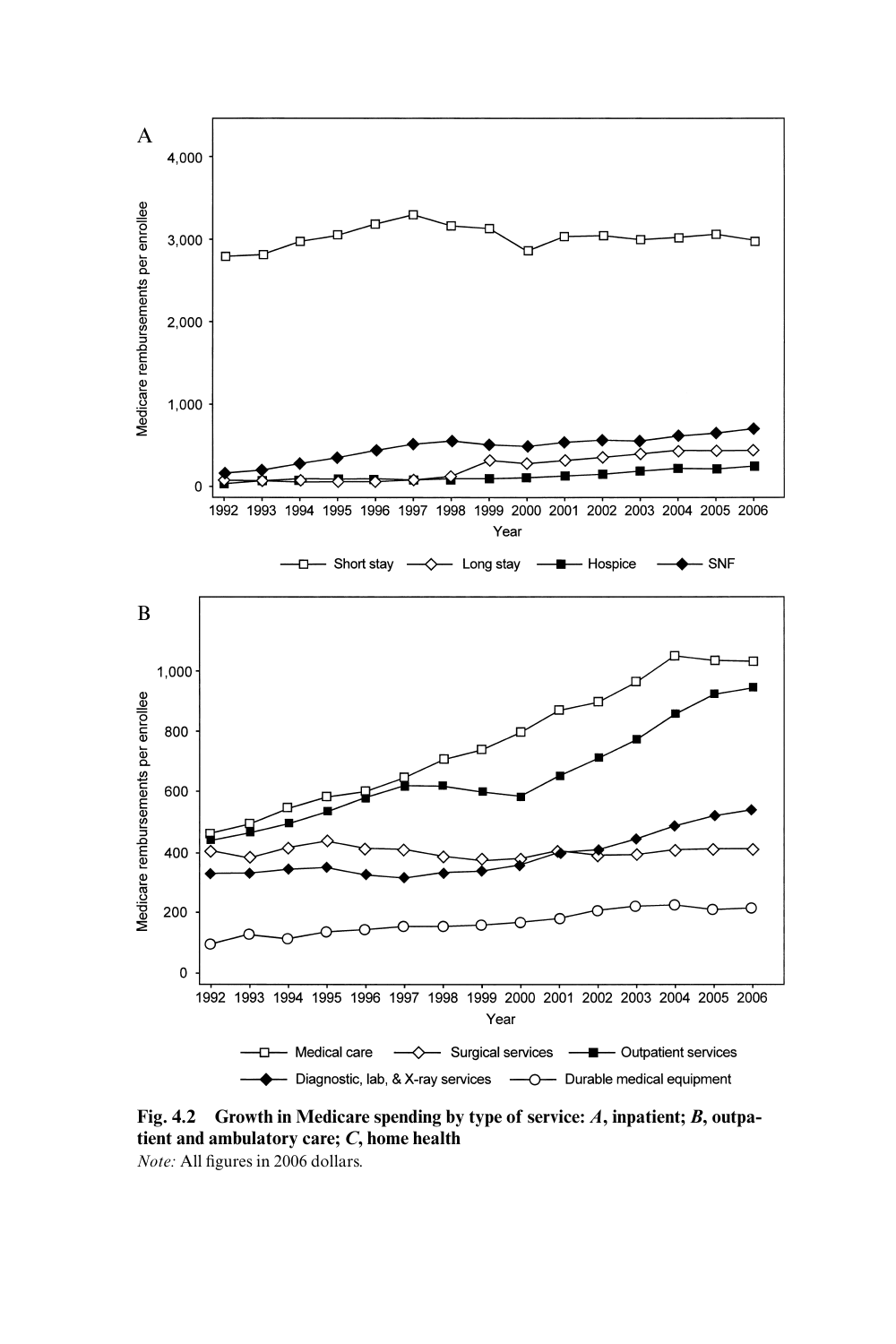**Fig. 4.2 Growth in Medicare spending by type of service: *A*, inpatient; *B*, outpatient and ambulatory care; *C*, home health**

*Note:* All figures in 2006 dollars.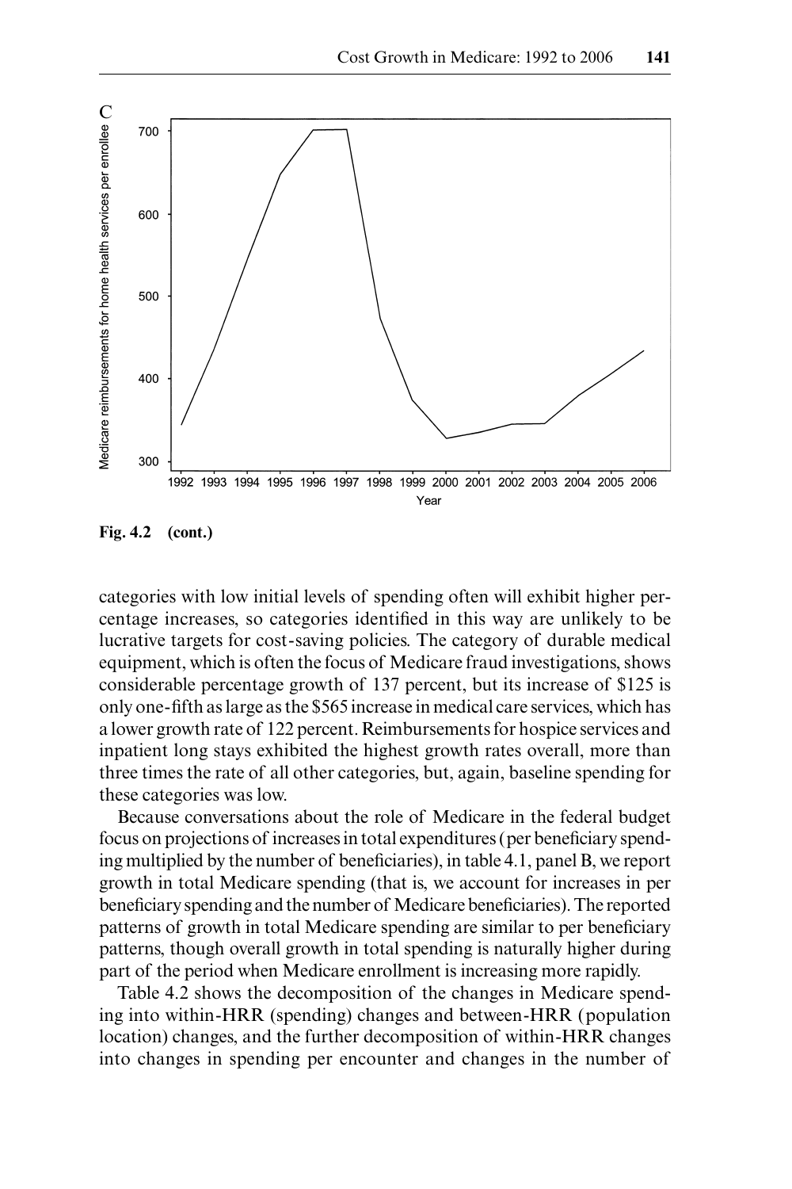**Fig. 4.2 (cont.)**

categories with low initial levels of spending often will exhibit higher percentage increases, so categories identified in this way are unlikely to be lucrative targets for cost-saving policies. The category of durable medical equipment, which is often the focus of Medicare fraud investigations, shows considerable percentage growth of 137 percent, but its increase of $125 is only one-fifth as large as the $565 increase in medical care services, which has a lower growth rate of 122 percent. Reimbursements for hospice services and inpatient long stays exhibited the highest growth rates overall, more than three times the rate of all other categories, but, again, baseline spending for these categories was low.

Because conversations about the role of Medicare in the federal budget focus on projections of increases in total expenditures (per beneficiary spending multiplied by the number of beneficiaries), in table 4.1, panel B, we report growth in total Medicare spending (that is, we account for increases in per beneficiary spending and the number of Medicare beneficiaries). The reported patterns of growth in total Medicare spending are similar to per beneficiary patterns, though overall growth in total spending is naturally higher during part of the period when Medicare enrollment is increasing more rapidly.

Table 4.2 shows the decomposition of the changes in Medicare spending into within-HRR (spending) changes and between-HRR (population location) changes, and the further decomposition of within-HRR changes into changes in spending per encounter and changes in the number of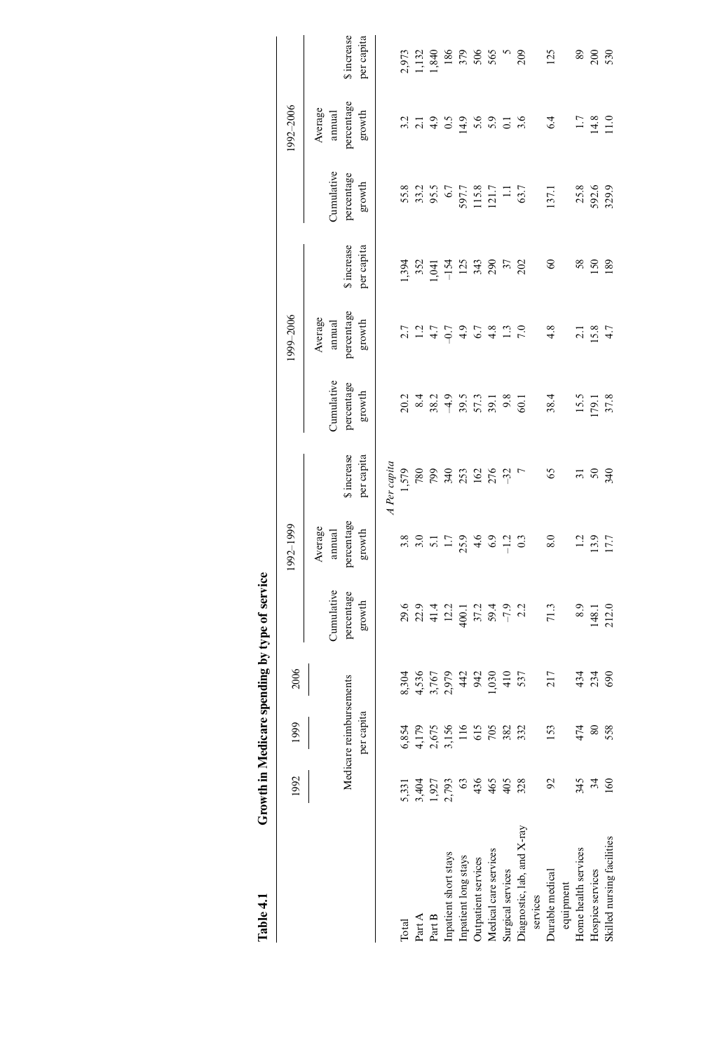**Table 4.1 Growth in Medicare spending by type of service**

| | 1992 | 1999 | 2006 | 1992–1999 | | | 1999–2006 | | | 1992–2006 | | |
|---|---|---|---|---|---|---|---|---|---|---|---|---|
| | Medicare reimbursements per capita | | | Cumulative percentage growth | Average annual percentage growth | $ increase per capita | Cumulative percentage growth | Average annual percentage growth | $ increase per capita | Cumulative percentage growth | Average annual percentage growth | $ increase per capita |
| | | | | | | *A Per capita* | | | | | | |
| Total | 5,331 | 6,854 | 8,304 | 29.6 | 3.8 | 1,579 | 20.2 | 2.7 | 1,394 | 55.8 | 3.2 | 2,973 |
| Part A | 3,404 | 4,179 | 4,536 | 22.9 | 3.0 | 780 | 8.4 | 1.2 | 352 | 33.2 | 2.1 | 1,132 |
| Part B | 1,927 | 2,675 | 3,767 | 41.4 | 5.1 | 799 | 38.2 | 4.7 | 1,041 | 95.5 | 4.9 | 1,840 |
| Inpatient short stays | 2,793 | 3,156 | 2,979 | 12.2 | 1.7 | 340 | –4.9 | –0.7 | –154 | 6.7 | 0.5 | 186 |
| Inpatient long stays | 63 | 116 | 442 | 400.1 | 25.9 | 253 | 39.5 | 4.9 | 125 | 597.7 | 14.9 | 379 |
| Outpatient services | 436 | 615 | 942 | 37.2 | 4.6 | 162 | 57.3 | 6.7 | 343 | 115.8 | 5.6 | 506 |
| Medical care services | 465 | 705 | 1,030 | 59.4 | 6.9 | 276 | 39.1 | 4.8 | 290 | 121.7 | 5.9 | 565 |
| Surgical services | 405 | 382 | 410 | –7.9 | –1.2 | –32 | 9.8 | 1.3 | 37 | 1.1 | 0.1 | 5 |
| Diagnostic, lab, and X-ray services | 328 | 332 | 537 | 2.2 | 0.3 | 7 | 60.1 | 7.0 | 202 | 63.7 | 3.6 | 209 |
| Durable medical equipment | 92 | 153 | 217 | 71.3 | 8.0 | 65 | 38.4 | 4.8 | 60 | 137.1 | 6.4 | 125 |
| Home health services | 345 | 474 | 434 | 8.9 | 1.2 | 31 | 15.5 | 2.1 | 58 | 25.8 | 1.7 | 89 |
| Hospice services | 34 | 80 | 234 | 148.1 | 13.9 | 50 | 179.1 | 15.8 | 150 | 592.6 | 14.8 | 200 |
| Skilled nursing facilities | 160 | 558 | 690 | 212.0 | 17.7 | 340 | 37.8 | 4.7 | 189 | 329.9 | 11.0 | 530 |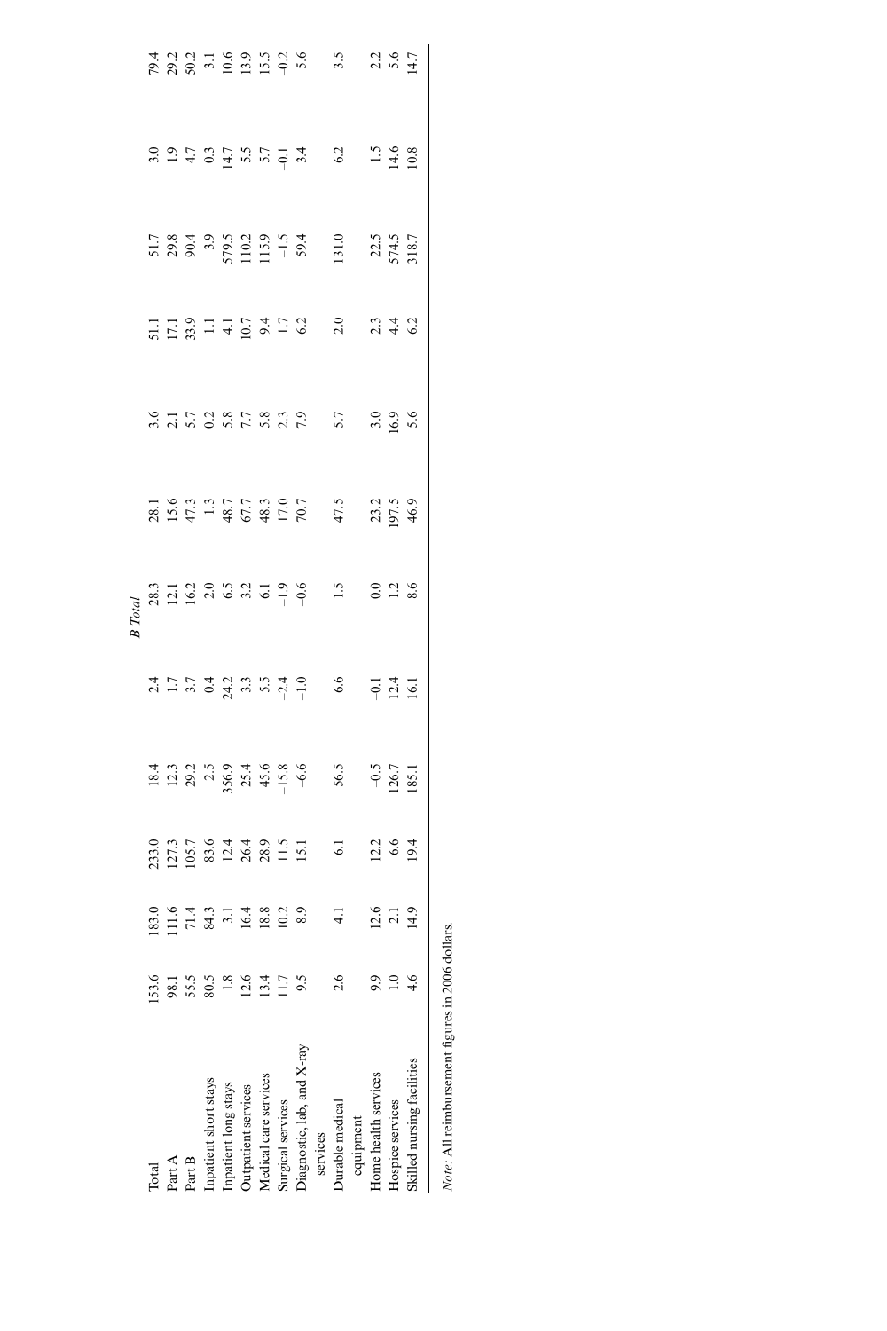| | | | | | | | | | | | | | |
|---|---|---|---|---|---|---|---|---|---|---|---|---|---|
| | | | | | | *B Total* | | | | | | | |
| Total | 153.6 | 183.0 | 233.0 | 18.4 | 2.4 | 28.3 | 28.1 | 3.6 | 51.1 | 51.7 | 3.0 | 79.4 |
| Part A | 98.1 | 111.6 | 127.3 | 12.3 | 1.7 | 12.1 | 15.6 | 2.1 | 17.1 | 29.8 | 1.9 | 29.2 |
| Part B | 55.5 | 71.4 | 105.7 | 29.2 | 3.7 | 16.2 | 47.3 | 5.7 | 33.9 | 90.4 | 4.7 | 50.2 |
| Inpatient short stays | 80.5 | 84.3 | 83.6 | 2.5 | 0.4 | 2.0 | 1.3 | 0.2 | 1.1 | 3.9 | 0.3 | 3.1 |
| Inpatient long stays | 1.8 | 3.1 | 12.4 | 356.9 | 24.2 | 6.5 | 48.7 | 5.8 | 4.1 | 579.5 | 14.7 | 10.6 |
| Outpatient services | 12.6 | 16.4 | 26.4 | 25.4 | 3.3 | 3.2 | 67.7 | 7.7 | 10.7 | 110.2 | 5.5 | 13.9 |
| Medical care services | 13.4 | 18.8 | 28.9 | 45.6 | 5.5 | 6.1 | 48.3 | 5.8 | 9.4 | 115.9 | 5.7 | 15.5 |
| Surgical services | 11.7 | 10.2 | 11.5 | −15.8 | −2.4 | −1.9 | 17.0 | 2.3 | 1.7 | −1.5 | −0.1 | −0.2 |
| Diagnostic, lab, and X-ray services | 9.5 | 8.9 | 15.1 | −6.6 | −1.0 | −0.6 | 70.7 | 7.9 | 6.2 | 59.4 | 3.4 | 5.6 |
| Durable medical equipment | 2.6 | 4.1 | 6.1 | 56.5 | 6.6 | 1.5 | 47.5 | 5.7 | 2.0 | 131.0 | 6.2 | 3.5 |
| Home health services | 9.9 | 12.6 | 12.2 | −0.5 | −0.1 | 0.0 | 23.2 | 3.0 | 2.3 | 22.5 | 1.5 | 2.2 |
| Hospice services | 1.0 | 2.1 | 6.6 | 126.7 | 12.4 | 1.2 | 197.5 | 16.9 | 4.4 | 574.5 | 14.6 | 5.6 |
| Skilled nursing facilities | 4.6 | 14.9 | 19.4 | 185.1 | 16.1 | 8.6 | 46.9 | 5.6 | 6.2 | 318.7 | 10.8 | 14.7 |

*Note:* All reimbursement figures in 2006 dollars.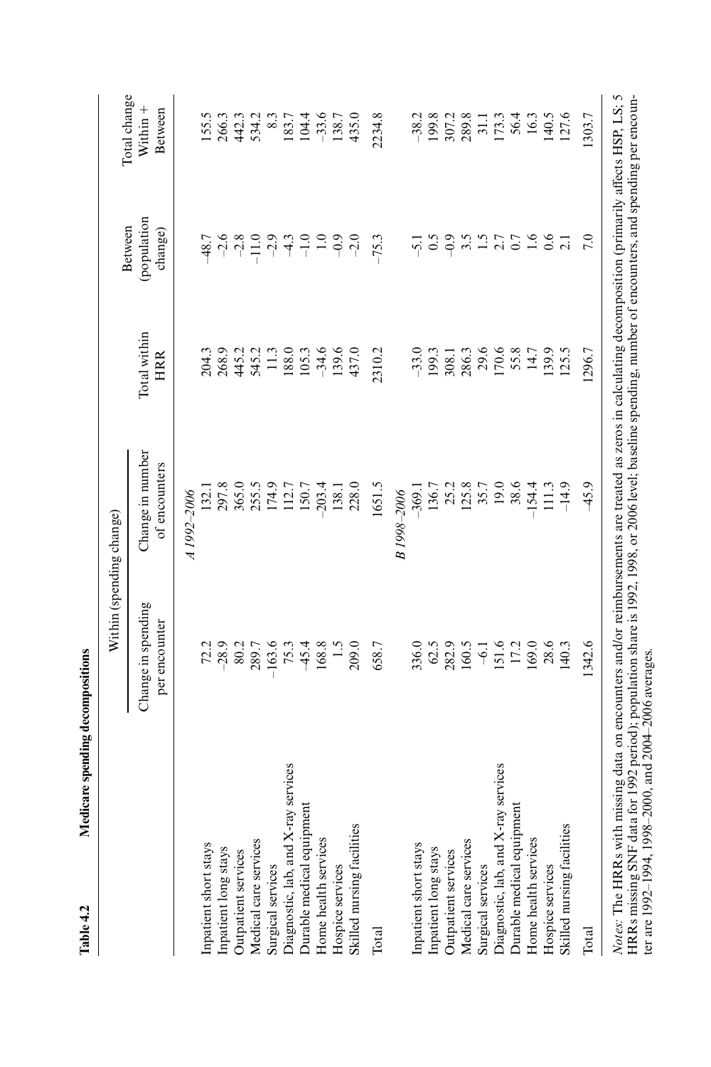**Table 4.2 Medicare spending decompositions**

| | Within (spending change) | | | | |
|---|---|---|---|---|---|
| | Change in spending per encounter | Change in number of encounters | Total within HRR | Between (population change) | Total change Within + Between |
| *A 1992–2006* | | | | | |
| Inpatient short stays | 72.2 | 132.1 | 204.3 | –48.7 | 155.5 |
| Inpatient long stays | –28.9 | 297.8 | 268.9 | –2.6 | 266.3 |
| Outpatient services | 80.2 | 365.0 | 445.2 | –2.8 | 442.3 |
| Medical care services | 289.7 | 255.5 | 545.2 | –11.0 | 534.2 |
| Surgical services | –163.6 | 174.9 | 11.3 | –2.9 | 8.3 |
| Diagnostic, lab, and X-ray services | 75.3 | 112.7 | 188.0 | –4.3 | 183.7 |
| Durable medical equipment | –45.4 | 150.7 | 105.3 | –1.0 | 104.4 |
| Home health services | 168.8 | –203.4 | –34.6 | 1.0 | –33.6 |
| Hospice services | 1.5 | 138.1 | 139.6 | –0.9 | 138.7 |
| Skilled nursing facilities | 209.0 | 228.0 | 437.0 | –2.0 | 435.0 |
| Total | 658.7 | 1651.5 | 2310.2 | –75.3 | 2234.8 |
| *B 1998–2006* | | | | | |
| Inpatient short stays | 336.0 | –369.1 | –33.0 | –5.1 | –38.2 |
| Inpatient long stays | 62.5 | 136.7 | 199.3 | 0.5 | 199.8 |
| Outpatient services | 282.9 | 25.2 | 308.1 | –0.9 | 307.2 |
| Medical care services | 160.5 | 125.8 | 286.3 | 3.5 | 289.8 |
| Surgical services | –6.1 | 35.7 | 29.6 | 1.5 | 31.1 |
| Diagnostic, lab, and X-ray services | 151.6 | 19.0 | 170.6 | 2.7 | 173.3 |
| Durable medical equipment | 17.2 | 38.6 | 55.8 | 0.7 | 56.4 |
| Home health services | 169.0 | –154.4 | 14.7 | 1.6 | 16.3 |
| Hospice services | 28.6 | 111.3 | 139.9 | 0.6 | 140.5 |
| Skilled nursing facilities | 140.3 | –14.9 | 125.5 | 2.1 | 127.6 |
| Total | 1342.6 | –45.9 | 1296.7 | 7.0 | 1303.7 |

*Notes:* The HRRs with missing data on encounters and/or reimbursements are treated as zeros in calculating decomposition (primarily affects HSP, LS; 5 HRRs missing SNF data for 1992 period); population share is 1992, 1998, or 2006 level; baseline spending, number of encounters, and spending per encounter are 1992–1994, 1998–2000, and 2004–2006 averages.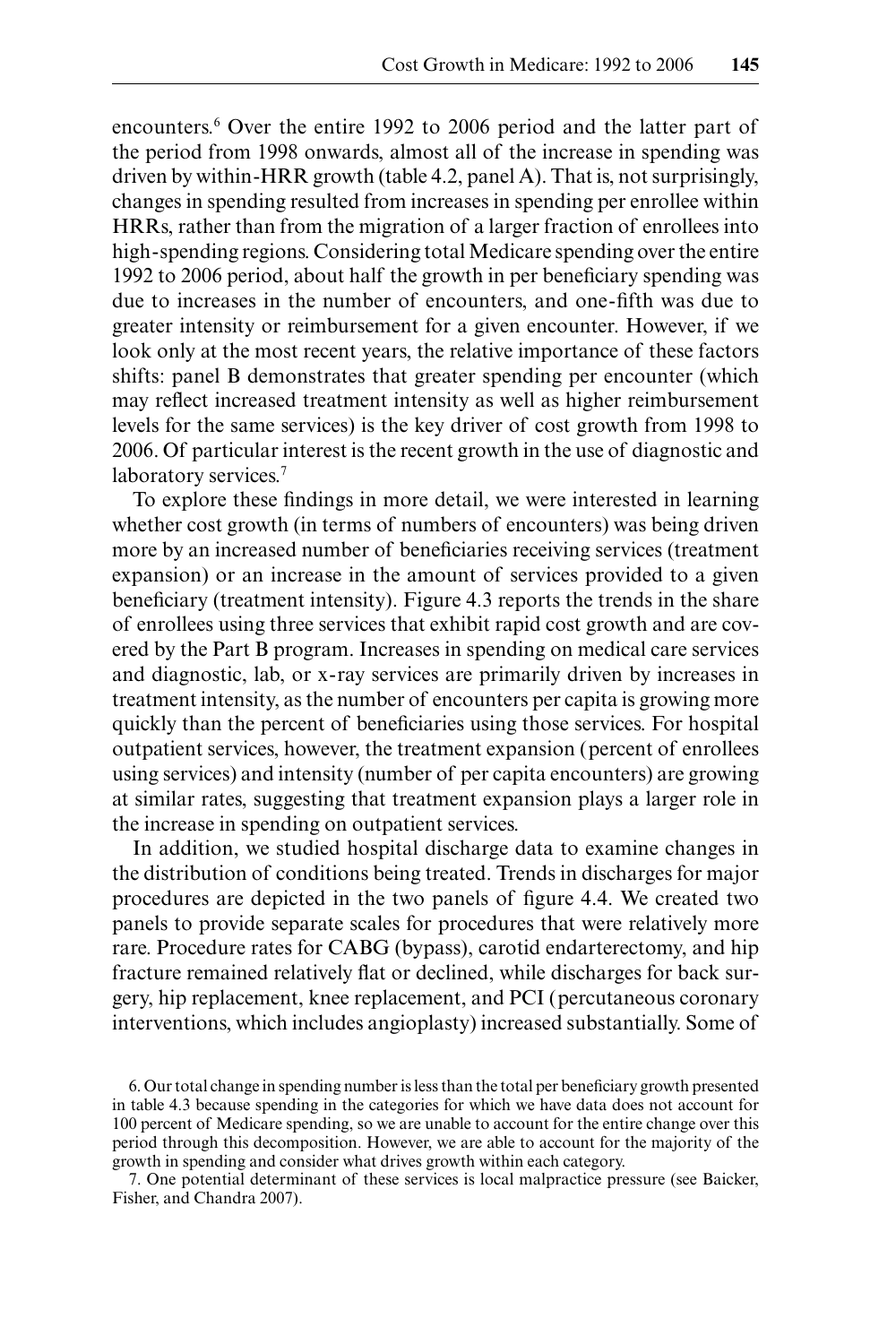encounters.[6] Over the entire 1992 to 2006 period and the latter part of the period from 1998 onwards, almost all of the increase in spending was driven by within-HRR growth (table 4.2, panel A). That is, not surprisingly, changes in spending resulted from increases in spending per enrollee within HRRs, rather than from the migration of a larger fraction of enrollees into high-spending regions. Considering total Medicare spending over the entire 1992 to 2006 period, about half the growth in per beneficiary spending was due to increases in the number of encounters, and one-fifth was due to greater intensity or reimbursement for a given encounter. However, if we look only at the most recent years, the relative importance of these factors shifts: panel B demonstrates that greater spending per encounter (which may reflect increased treatment intensity as well as higher reimbursement levels for the same services) is the key driver of cost growth from 1998 to 2006. Of particular interest is the recent growth in the use of diagnostic and laboratory services.[7]

To explore these findings in more detail, we were interested in learning whether cost growth (in terms of numbers of encounters) was being driven more by an increased number of beneficiaries receiving services (treatment expansion) or an increase in the amount of services provided to a given beneficiary (treatment intensity). Figure 4.3 reports the trends in the share of enrollees using three services that exhibit rapid cost growth and are covered by the Part B program. Increases in spending on medical care services and diagnostic, lab, or x-ray services are primarily driven by increases in treatment intensity, as the number of encounters per capita is growing more quickly than the percent of beneficiaries using those services. For hospital outpatient services, however, the treatment expansion (percent of enrollees using services) and intensity (number of per capita encounters) are growing at similar rates, suggesting that treatment expansion plays a larger role in the increase in spending on outpatient services.

In addition, we studied hospital discharge data to examine changes in the distribution of conditions being treated. Trends in discharges for major procedures are depicted in the two panels of figure 4.4. We created two panels to provide separate scales for procedures that were relatively more rare. Procedure rates for CABG (bypass), carotid endarterectomy, and hip fracture remained relatively flat or declined, while discharges for back surgery, hip replacement, knee replacement, and PCI (percutaneous coronary interventions, which includes angioplasty) increased substantially. Some of

6. Our total change in spending number is less than the total per beneficiary growth presented in table 4.3 because spending in the categories for which we have data does not account for 100 percent of Medicare spending, so we are unable to account for the entire change over this period through this decomposition. However, we are able to account for the majority of the growth in spending and consider what drives growth within each category.

7. One potential determinant of these services is local malpractice pressure (see Baicker, Fisher, and Chandra 2007).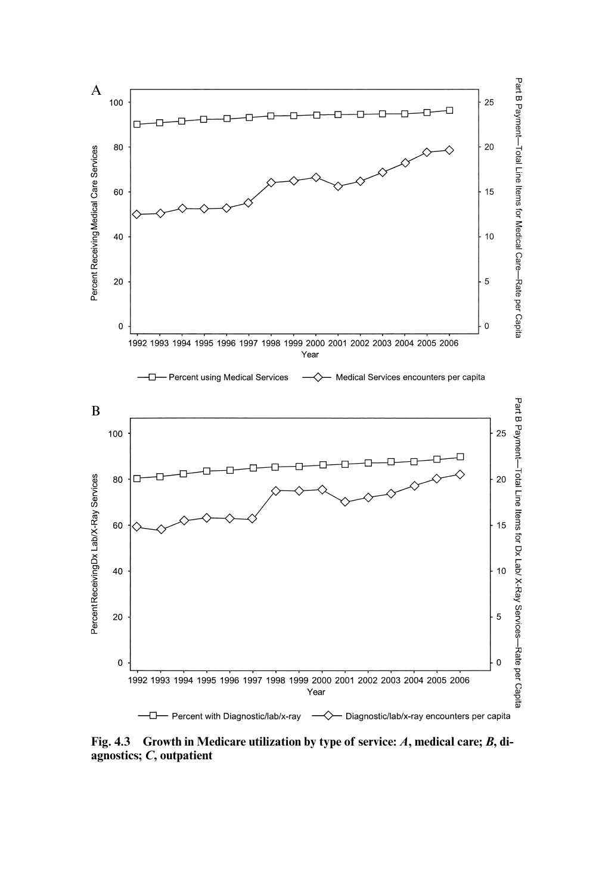Fig. 4.3 Growth in Medicare utilization by type of service: *A*, medical care; *B*, diagnostics; *C*, outpatient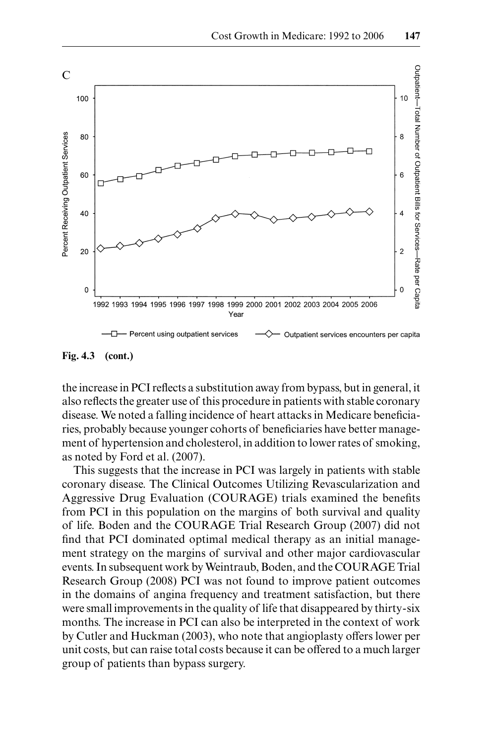Fig. 4.3 (cont.)

the increase in PCI reflects a substitution away from bypass, but in general, it also reflects the greater use of this procedure in patients with stable coronary disease. We noted a falling incidence of heart attacks in Medicare beneficiaries, probably because younger cohorts of beneficiaries have better management of hypertension and cholesterol, in addition to lower rates of smoking, as noted by Ford et al. (2007).

This suggests that the increase in PCI was largely in patients with stable coronary disease. The Clinical Outcomes Utilizing Revascularization and Aggressive Drug Evaluation (COURAGE) trials examined the benefits from PCI in this population on the margins of both survival and quality of life. Boden and the COURAGE Trial Research Group (2007) did not find that PCI dominated optimal medical therapy as an initial management strategy on the margins of survival and other major cardiovascular events. In subsequent work by Weintraub, Boden, and the COURAGE Trial Research Group (2008) PCI was not found to improve patient outcomes in the domains of angina frequency and treatment satisfaction, but there were small improvements in the quality of life that disappeared by thirty-six months. The increase in PCI can also be interpreted in the context of work by Cutler and Huckman (2003), who note that angioplasty offers lower per unit costs, but can raise total costs because it can be offered to a much larger group of patients than bypass surgery.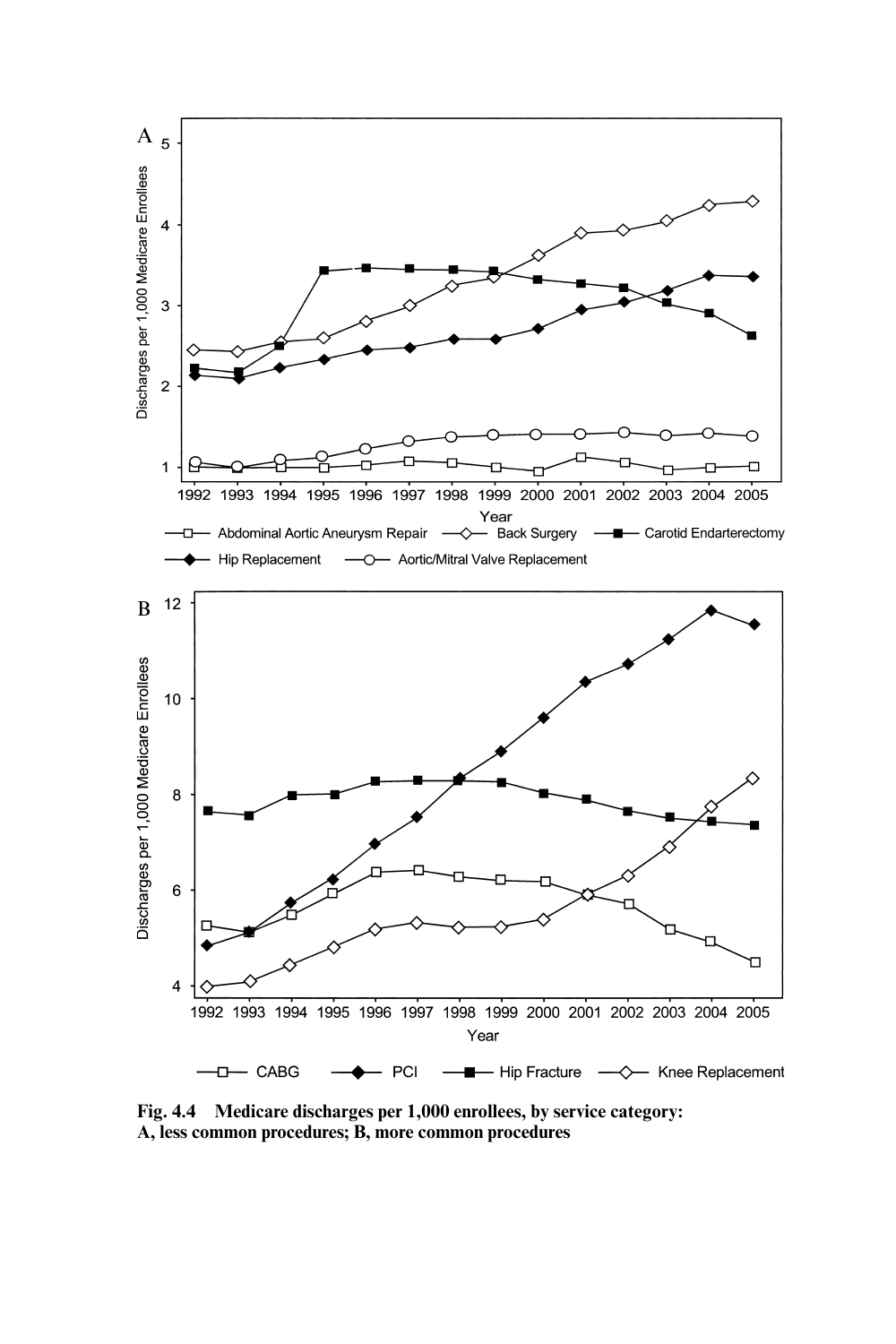**Fig. 4.4 Medicare discharges per 1,000 enrollees, by service category: A, less common procedures; B, more common procedures**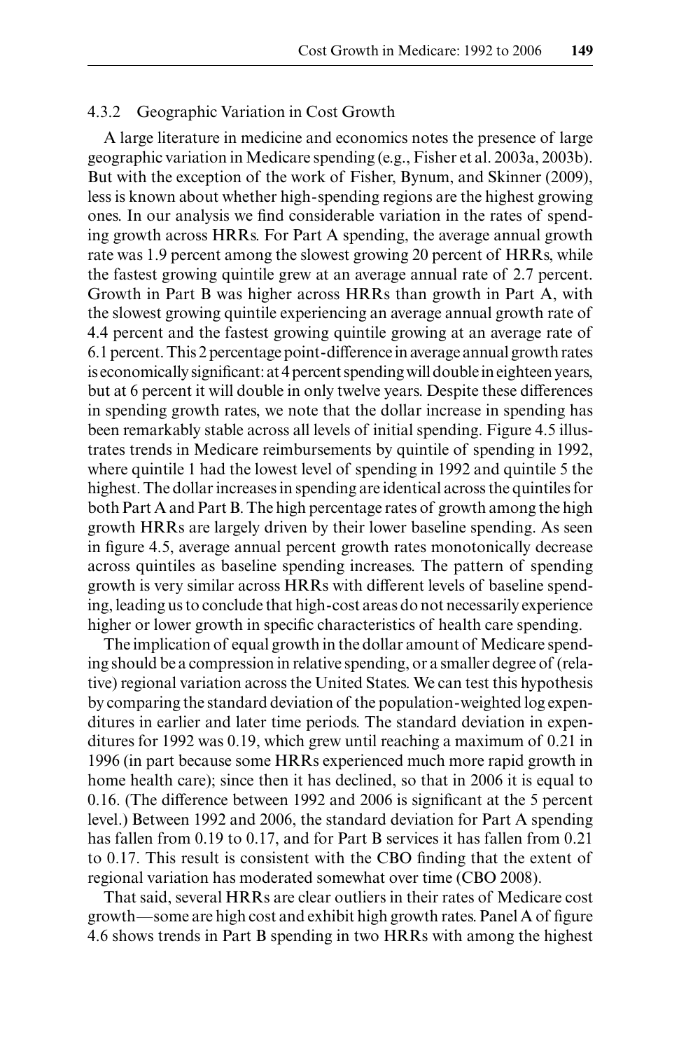### 4.3.2 Geographic Variation in Cost Growth

A large literature in medicine and economics notes the presence of large geographic variation in Medicare spending (e.g., Fisher et al. 2003a, 2003b). But with the exception of the work of Fisher, Bynum, and Skinner (2009), less is known about whether high-spending regions are the highest growing ones. In our analysis we find considerable variation in the rates of spending growth across HRRs. For Part A spending, the average annual growth rate was 1.9 percent among the slowest growing 20 percent of HRRs, while the fastest growing quintile grew at an average annual rate of 2.7 percent. Growth in Part B was higher across HRRs than growth in Part A, with the slowest growing quintile experiencing an average annual growth rate of 4.4 percent and the fastest growing quintile growing at an average rate of 6.1 percent. This 2 percentage point-difference in average annual growth rates is economically significant: at 4 percent spending will double in eighteen years, but at 6 percent it will double in only twelve years. Despite these differences in spending growth rates, we note that the dollar increase in spending has been remarkably stable across all levels of initial spending. Figure 4.5 illustrates trends in Medicare reimbursements by quintile of spending in 1992, where quintile 1 had the lowest level of spending in 1992 and quintile 5 the highest. The dollar increases in spending are identical across the quintiles for both Part A and Part B. The high percentage rates of growth among the high growth HRRs are largely driven by their lower baseline spending. As seen in figure 4.5, average annual percent growth rates monotonically decrease across quintiles as baseline spending increases. The pattern of spending growth is very similar across HRRs with different levels of baseline spending, leading us to conclude that high-cost areas do not necessarily experience higher or lower growth in specific characteristics of health care spending.

The implication of equal growth in the dollar amount of Medicare spending should be a compression in relative spending, or a smaller degree of (relative) regional variation across the United States. We can test this hypothesis by comparing the standard deviation of the population-weighted log expenditures in earlier and later time periods. The standard deviation in expenditures for 1992 was 0.19, which grew until reaching a maximum of 0.21 in 1996 (in part because some HRRs experienced much more rapid growth in home health care); since then it has declined, so that in 2006 it is equal to 0.16. (The difference between 1992 and 2006 is significant at the 5 percent level.) Between 1992 and 2006, the standard deviation for Part A spending has fallen from 0.19 to 0.17, and for Part B services it has fallen from 0.21 to 0.17. This result is consistent with the CBO finding that the extent of regional variation has moderated somewhat over time (CBO 2008).

That said, several HRRs are clear outliers in their rates of Medicare cost growth—some are high cost and exhibit high growth rates. Panel A of figure 4.6 shows trends in Part B spending in two HRRs with among the highest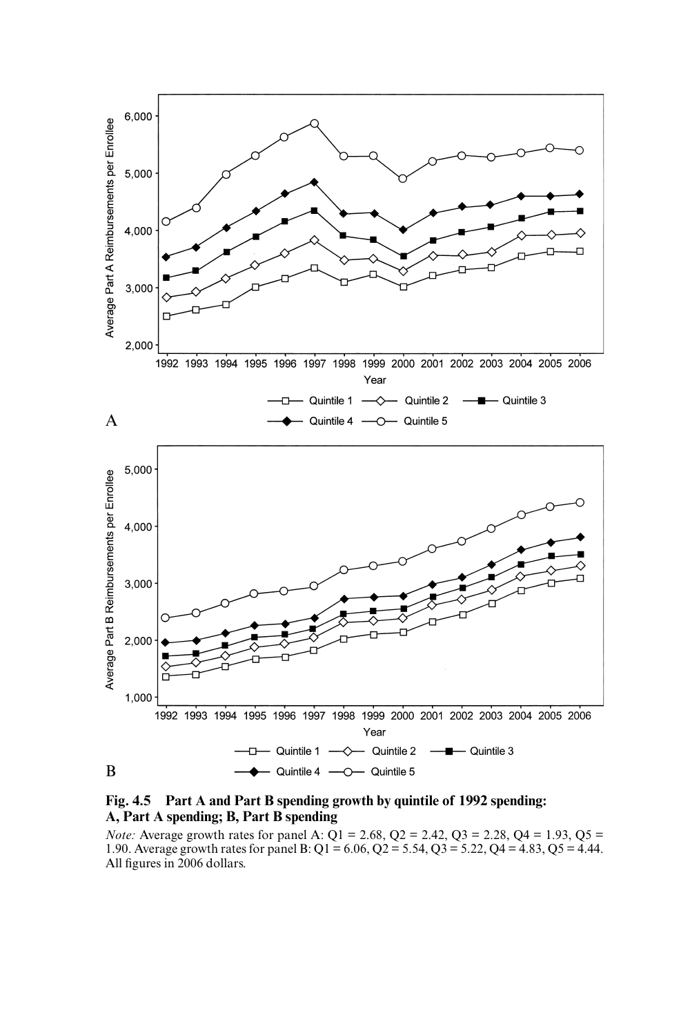**Fig. 4.5 Part A and Part B spending growth by quintile of 1992 spending: A, Part A spending; B, Part B spending**

*Note:* Average growth rates for panel A: Q1 = 2.68, Q2 = 2.42, Q3 = 2.28, Q4 = 1.93, Q5 = 1.90. Average growth rates for panel B: Q1 = 6.06, Q2 = 5.54, Q3 = 5.22, Q4 = 4.83, Q5 = 4.44. All figures in 2006 dollars.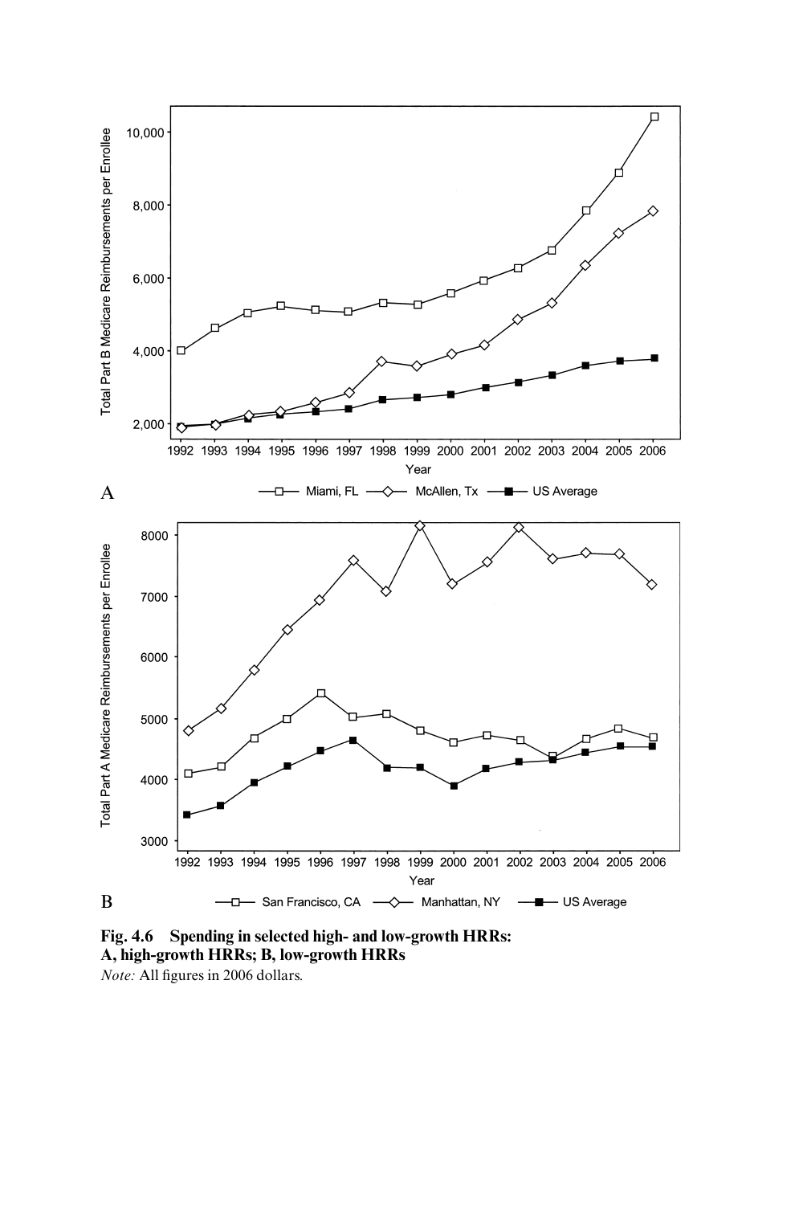**Fig. 4.6 Spending in selected high- and low-growth HRRs: A, high-growth HRRs; B, low-growth HRRs**

*Note:* All figures in 2006 dollars.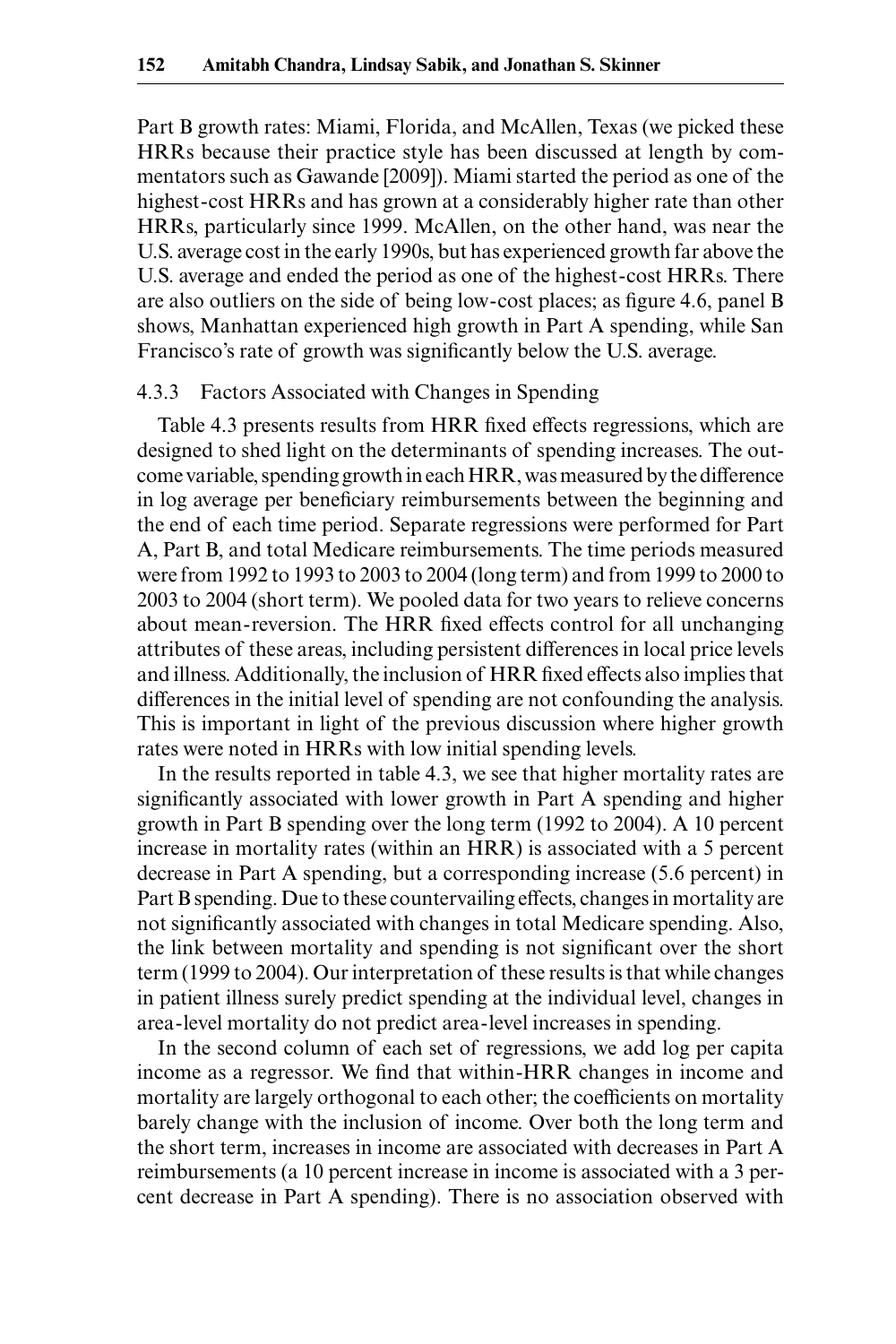Part B growth rates: Miami, Florida, and McAllen, Texas (we picked these HRRs because their practice style has been discussed at length by commentators such as Gawande [2009]). Miami started the period as one of the highest-cost HRRs and has grown at a considerably higher rate than other HRRs, particularly since 1999. McAllen, on the other hand, was near the U.S. average cost in the early 1990s, but has experienced growth far above the U.S. average and ended the period as one of the highest-cost HRRs. There are also outliers on the side of being low-cost places; as figure 4.6, panel B shows, Manhattan experienced high growth in Part A spending, while San Francisco's rate of growth was significantly below the U.S. average.

### 4.3.3 Factors Associated with Changes in Spending

Table 4.3 presents results from HRR fixed effects regressions, which are designed to shed light on the determinants of spending increases. The outcome variable, spending growth in each HRR, was measured by the difference in log average per beneficiary reimbursements between the beginning and the end of each time period. Separate regressions were performed for Part A, Part B, and total Medicare reimbursements. The time periods measured were from 1992 to 1993 to 2003 to 2004 (long term) and from 1999 to 2000 to 2003 to 2004 (short term). We pooled data for two years to relieve concerns about mean-reversion. The HRR fixed effects control for all unchanging attributes of these areas, including persistent differences in local price levels and illness. Additionally, the inclusion of HRR fixed effects also implies that differences in the initial level of spending are not confounding the analysis. This is important in light of the previous discussion where higher growth rates were noted in HRRs with low initial spending levels.

In the results reported in table 4.3, we see that higher mortality rates are significantly associated with lower growth in Part A spending and higher growth in Part B spending over the long term (1992 to 2004). A 10 percent increase in mortality rates (within an HRR) is associated with a 5 percent decrease in Part A spending, but a corresponding increase (5.6 percent) in Part B spending. Due to these countervailing effects, changes in mortality are not significantly associated with changes in total Medicare spending. Also, the link between mortality and spending is not significant over the short term (1999 to 2004). Our interpretation of these results is that while changes in patient illness surely predict spending at the individual level, changes in area-level mortality do not predict area-level increases in spending.

In the second column of each set of regressions, we add log per capita income as a regressor. We find that within-HRR changes in income and mortality are largely orthogonal to each other; the coefficients on mortality barely change with the inclusion of income. Over both the long term and the short term, increases in income are associated with decreases in Part A reimbursements (a 10 percent increase in income is associated with a 3 percent decrease in Part A spending). There is no association observed with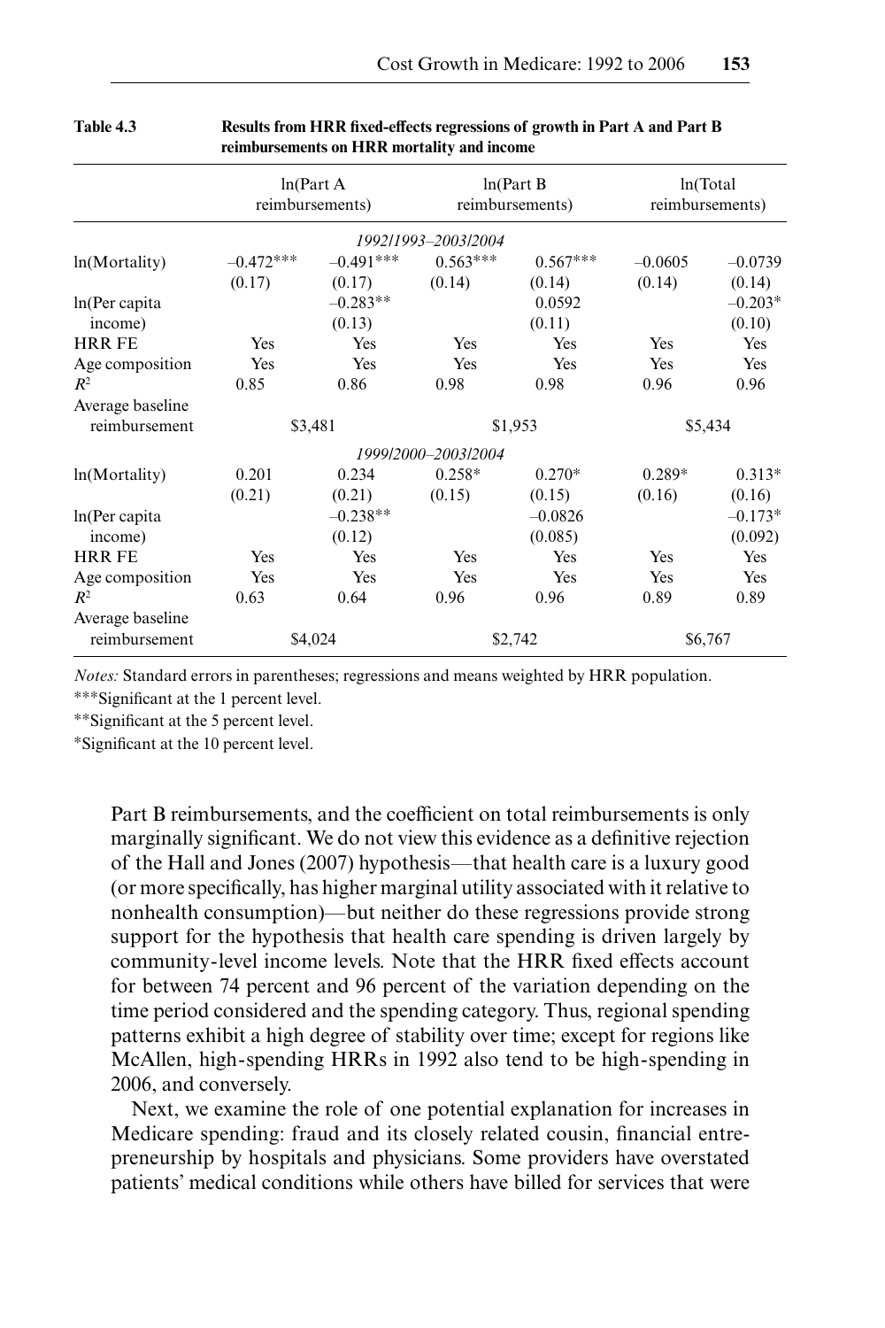**Table 4.3** Results from HRR fixed-effects regressions of growth in Part A and Part B reimbursements on HRR mortality and income

| | ln(Part A reimbursements) | | ln(Part B reimbursements) | | ln(Total reimbursements) | |
|---|---|---|---|---|---|---|
| | | | *1992/1993–2003/2004* | | | |
| ln(Mortality) | –0.472*** | –0.491*** | 0.563*** | 0.567*** | –0.0605 | –0.0739 |
| | (0.17) | (0.17) | (0.14) | (0.14) | (0.14) | (0.14) |
| ln(Per capita income) | | –0.283** | | 0.0592 | | –0.203* |
| | | (0.13) | | (0.11) | | (0.10) |
| HRR FE | Yes | Yes | Yes | Yes | Yes | Yes |
| Age composition | Yes | Yes | Yes | Yes | Yes | Yes |
| $R^2$ | 0.85 | 0.86 | 0.98 | 0.98 | 0.96 | 0.96 |
| Average baseline reimbursement | $3,481 | | $1,953 | | $5,434 | |
| | | | *1999/2000–2003/2004* | | | |
| ln(Mortality) | 0.201 | 0.234 | 0.258* | 0.270* | 0.289* | 0.313* |
| | (0.21) | (0.21) | (0.15) | (0.15) | (0.16) | (0.16) |
| ln(Per capita income) | | –0.238** | | –0.0826 | | –0.173* |
| | | (0.12) | | (0.085) | | (0.092) |
| HRR FE | Yes | Yes | Yes | Yes | Yes | Yes |
| Age composition | Yes | Yes | Yes | Yes | Yes | Yes |
| $R^2$ | 0.63 | 0.64 | 0.96 | 0.96 | 0.89 | 0.89 |
| Average baseline reimbursement | $4,024 | | $2,742 | | $6,767 | |

*Notes:* Standard errors in parentheses; regressions and means weighted by HRR population.

***Significant at the 1 percent level.

**Significant at the 5 percent level.

*Significant at the 10 percent level.

Part B reimbursements, and the coefficient on total reimbursements is only marginally significant. We do not view this evidence as a definitive rejection of the Hall and Jones (2007) hypothesis—that health care is a luxury good (or more specifically, has higher marginal utility associated with it relative to nonhealth consumption)—but neither do these regressions provide strong support for the hypothesis that health care spending is driven largely by community-level income levels. Note that the HRR fixed effects account for between 74 percent and 96 percent of the variation depending on the time period considered and the spending category. Thus, regional spending patterns exhibit a high degree of stability over time; except for regions like McAllen, high-spending HRRs in 1992 also tend to be high-spending in 2006, and conversely.

Next, we examine the role of one potential explanation for increases in Medicare spending: fraud and its closely related cousin, financial entrepreneurship by hospitals and physicians. Some providers have overstated patients' medical conditions while others have billed for services that were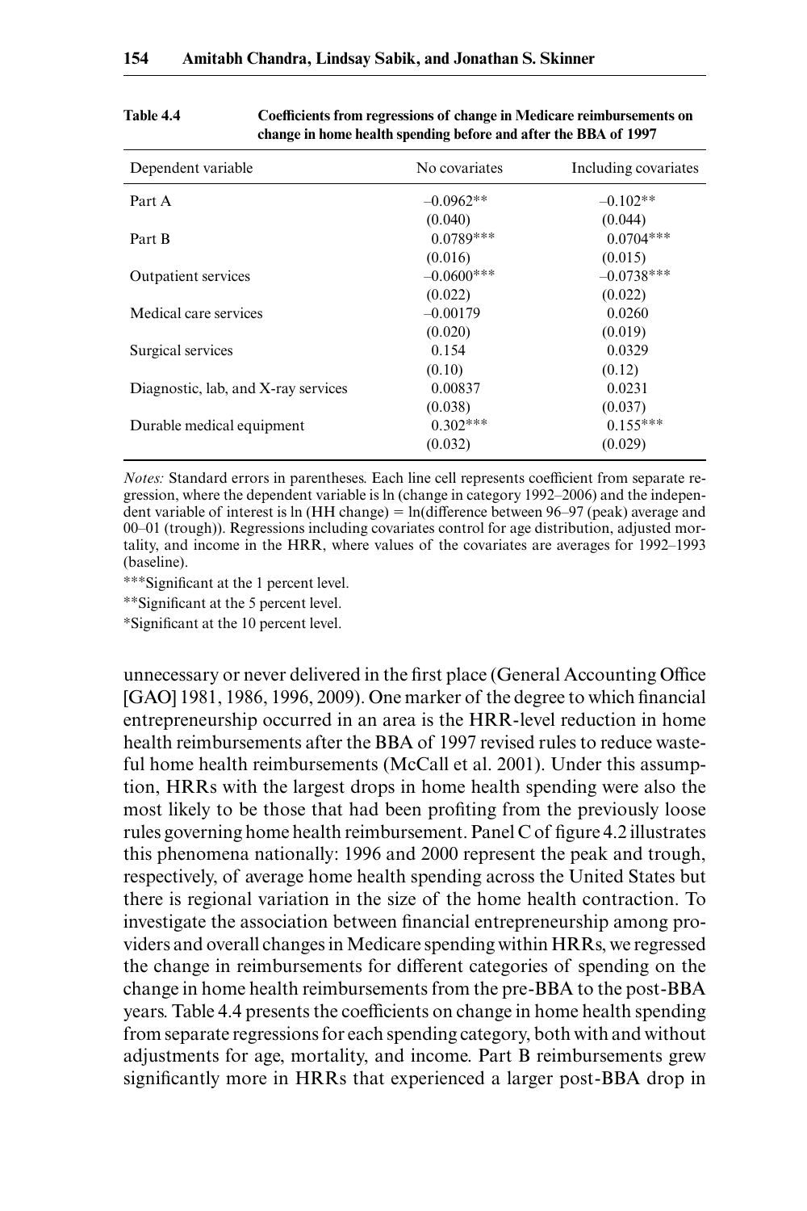Table 4.4 Coefficients from regressions of change in Medicare reimbursements on change in home health spending before and after the BBA of 1997

| Dependent variable | No covariates | Including covariates |
|---|---|---|
| Part A | –0.0962** | –0.102** |
| | (0.040) | (0.044) |
| Part B | 0.0789*** | 0.0704*** |
| | (0.016) | (0.015) |
| Outpatient services | –0.0600*** | –0.0738*** |
| | (0.022) | (0.022) |
| Medical care services | –0.00179 | 0.0260 |
| | (0.020) | (0.019) |
| Surgical services | 0.154 | 0.0329 |
| | (0.10) | (0.12) |
| Diagnostic, lab, and X-ray services | 0.00837 | 0.0231 |
| | (0.038) | (0.037) |
| Durable medical equipment | 0.302*** | 0.155*** |
| | (0.032) | (0.029) |

*Notes:* Standard errors in parentheses. Each line cell represents coefficient from separate regression, where the dependent variable is ln (change in category 1992–2006) and the independent variable of interest is ln (HH change) = ln(difference between 96–97 (peak) average and 00–01 (trough)). Regressions including covariates control for age distribution, adjusted mortality, and income in the HRR, where values of the covariates are averages for 1992–1993 (baseline).

***Significant at the 1 percent level.

**Significant at the 5 percent level.

*Significant at the 10 percent level.

unnecessary or never delivered in the first place (General Accounting Office [GAO] 1981, 1986, 1996, 2009). One marker of the degree to which financial entrepreneurship occurred in an area is the HRR-level reduction in home health reimbursements after the BBA of 1997 revised rules to reduce wasteful home health reimbursements (McCall et al. 2001). Under this assumption, HRRs with the largest drops in home health spending were also the most likely to be those that had been profiting from the previously loose rules governing home health reimbursement. Panel C of figure 4.2 illustrates this phenomena nationally: 1996 and 2000 represent the peak and trough, respectively, of average home health spending across the United States but there is regional variation in the size of the home health contraction. To investigate the association between financial entrepreneurship among providers and overall changes in Medicare spending within HRRs, we regressed the change in reimbursements for different categories of spending on the change in home health reimbursements from the pre-BBA to the post-BBA years. Table 4.4 presents the coefficients on change in home health spending from separate regressions for each spending category, both with and without adjustments for age, mortality, and income. Part B reimbursements grew significantly more in HRRs that experienced a larger post-BBA drop in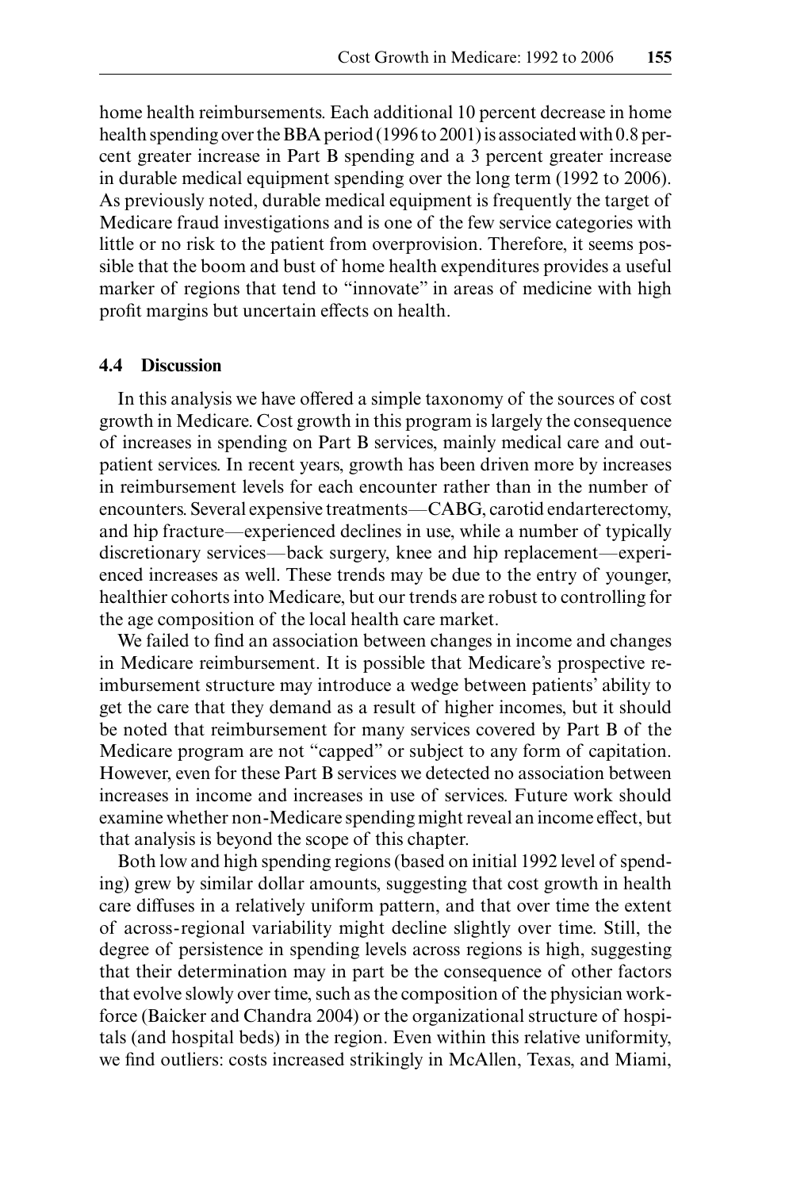home health reimbursements. Each additional 10 percent decrease in home health spending over the BBA period (1996 to 2001) is associated with 0.8 percent greater increase in Part B spending and a 3 percent greater increase in durable medical equipment spending over the long term (1992 to 2006). As previously noted, durable medical equipment is frequently the target of Medicare fraud investigations and is one of the few service categories with little or no risk to the patient from overprovision. Therefore, it seems possible that the boom and bust of home health expenditures provides a useful marker of regions that tend to "innovate" in areas of medicine with high profit margins but uncertain effects on health.

## 4.4 Discussion

In this analysis we have offered a simple taxonomy of the sources of cost growth in Medicare. Cost growth in this program is largely the consequence of increases in spending on Part B services, mainly medical care and outpatient services. In recent years, growth has been driven more by increases in reimbursement levels for each encounter rather than in the number of encounters. Several expensive treatments—CABG, carotid endarterectomy, and hip fracture—experienced declines in use, while a number of typically discretionary services—back surgery, knee and hip replacement—experienced increases as well. These trends may be due to the entry of younger, healthier cohorts into Medicare, but our trends are robust to controlling for the age composition of the local health care market.

We failed to find an association between changes in income and changes in Medicare reimbursement. It is possible that Medicare's prospective reimbursement structure may introduce a wedge between patients' ability to get the care that they demand as a result of higher incomes, but it should be noted that reimbursement for many services covered by Part B of the Medicare program are not "capped" or subject to any form of capitation. However, even for these Part B services we detected no association between increases in income and increases in use of services. Future work should examine whether non-Medicare spending might reveal an income effect, but that analysis is beyond the scope of this chapter.

Both low and high spending regions (based on initial 1992 level of spending) grew by similar dollar amounts, suggesting that cost growth in health care diffuses in a relatively uniform pattern, and that over time the extent of across-regional variability might decline slightly over time. Still, the degree of persistence in spending levels across regions is high, suggesting that their determination may in part be the consequence of other factors that evolve slowly over time, such as the composition of the physician workforce (Baicker and Chandra 2004) or the organizational structure of hospitals (and hospital beds) in the region. Even within this relative uniformity, we find outliers: costs increased strikingly in McAllen, Texas, and Miami,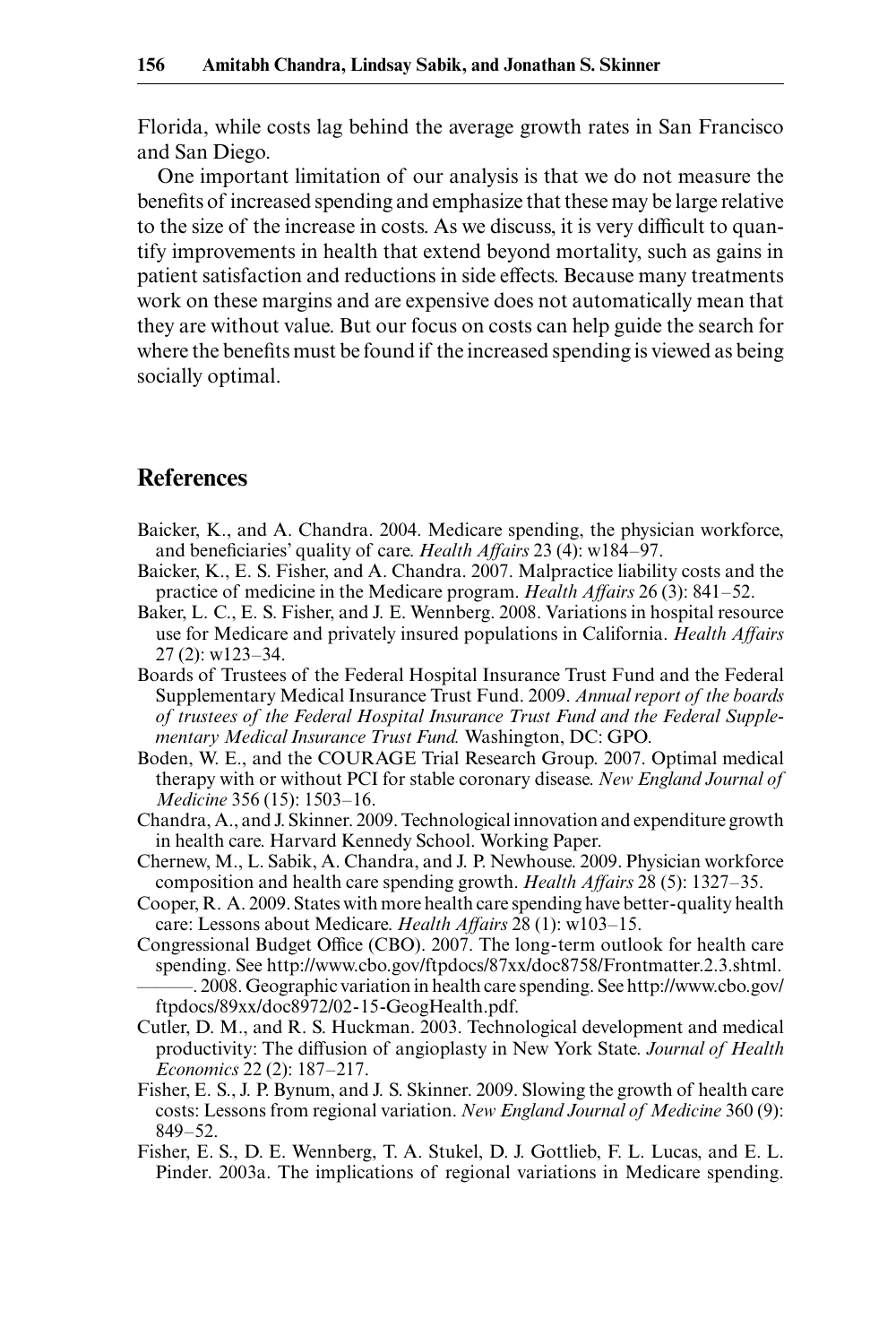Florida, while costs lag behind the average growth rates in San Francisco and San Diego.

One important limitation of our analysis is that we do not measure the benefits of increased spending and emphasize that these may be large relative to the size of the increase in costs. As we discuss, it is very difficult to quantify improvements in health that extend beyond mortality, such as gains in patient satisfaction and reductions in side effects. Because many treatments work on these margins and are expensive does not automatically mean that they are without value. But our focus on costs can help guide the search for where the benefits must be found if the increased spending is viewed as being socially optimal.

## References

Baicker, K., and A. Chandra. 2004. Medicare spending, the physician workforce, and beneficiaries' quality of care. *Health Affairs* 23 (4): w184–97.

Baicker, K., E. S. Fisher, and A. Chandra. 2007. Malpractice liability costs and the practice of medicine in the Medicare program. *Health Affairs* 26 (3): 841–52.

Baker, L. C., E. S. Fisher, and J. E. Wennberg. 2008. Variations in hospital resource use for Medicare and privately insured populations in California. *Health Affairs* 27 (2): w123–34.

Boards of Trustees of the Federal Hospital Insurance Trust Fund and the Federal Supplementary Medical Insurance Trust Fund. 2009. *Annual report of the boards of trustees of the Federal Hospital Insurance Trust Fund and the Federal Supplementary Medical Insurance Trust Fund.* Washington, DC: GPO.

Boden, W. E., and the COURAGE Trial Research Group. 2007. Optimal medical therapy with or without PCI for stable coronary disease. *New England Journal of Medicine* 356 (15): 1503–16.

Chandra, A., and J. Skinner. 2009. Technological innovation and expenditure growth in health care. Harvard Kennedy School. Working Paper.

Chernew, M., L. Sabik, A. Chandra, and J. P. Newhouse. 2009. Physician workforce composition and health care spending growth. *Health Affairs* 28 (5): 1327–35.

Cooper, R. A. 2009. States with more health care spending have better-quality health care: Lessons about Medicare. *Health Affairs* 28 (1): w103–15.

Congressional Budget Office (CBO). 2007. The long-term outlook for health care spending. See http://www.cbo.gov/ftpdocs/87xx/doc8758/Frontmatter.2.3.shtml.

———. 2008. Geographic variation in health care spending. See http://www.cbo.gov/ftpdocs/89xx/doc8972/02-15-GeogHealth.pdf.

Cutler, D. M., and R. S. Huckman. 2003. Technological development and medical productivity: The diffusion of angioplasty in New York State. *Journal of Health Economics* 22 (2): 187–217.

Fisher, E. S., J. P. Bynum, and J. S. Skinner. 2009. Slowing the growth of health care costs: Lessons from regional variation. *New England Journal of Medicine* 360 (9): 849–52.

Fisher, E. S., D. E. Wennberg, T. A. Stukel, D. J. Gottlieb, F. L. Lucas, and E. L. Pinder. 2003a. The implications of regional variations in Medicare spending.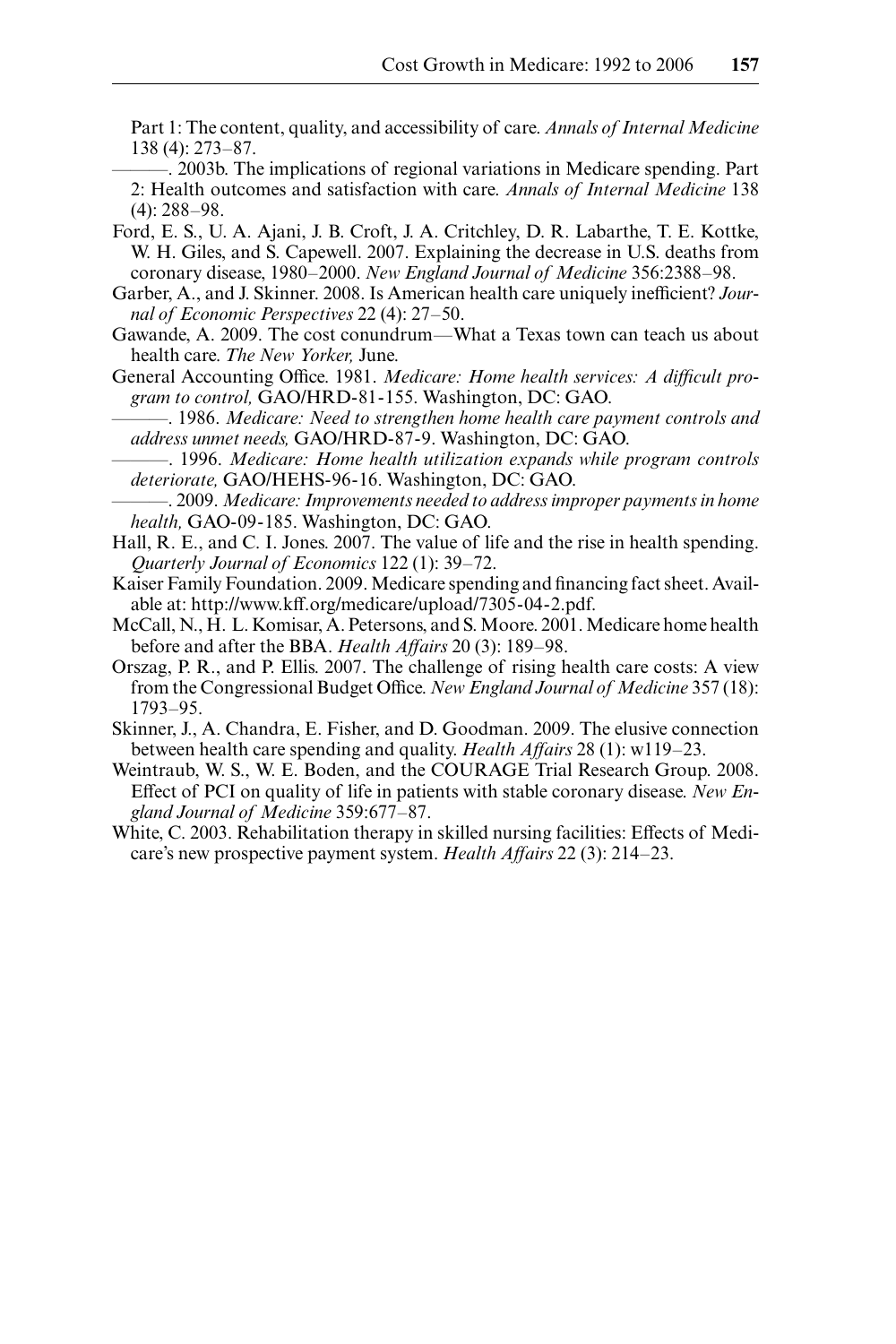Part 1: The content, quality, and accessibility of care. *Annals of Internal Medicine* 138 (4): 273–87.

———. 2003b. The implications of regional variations in Medicare spending. Part 2: Health outcomes and satisfaction with care. *Annals of Internal Medicine* 138 (4): 288–98.

Ford, E. S., U. A. Ajani, J. B. Croft, J. A. Critchley, D. R. Labarthe, T. E. Kottke, W. H. Giles, and S. Capewell. 2007. Explaining the decrease in U.S. deaths from coronary disease, 1980–2000. *New England Journal of Medicine* 356:2388–98.

Garber, A., and J. Skinner. 2008. Is American health care uniquely inefficient? *Journal of Economic Perspectives* 22 (4): 27–50.

Gawande, A. 2009. The cost conundrum—What a Texas town can teach us about health care. *The New Yorker,* June.

General Accounting Office. 1981. *Medicare: Home health services: A difficult program to control,* GAO/HRD-81-155. Washington, DC: GAO.

———. 1986. *Medicare: Need to strengthen home health care payment controls and address unmet needs,* GAO/HRD-87-9. Washington, DC: GAO.

———. 1996. *Medicare: Home health utilization expands while program controls deteriorate,* GAO/HEHS-96-16. Washington, DC: GAO.

———. 2009. *Medicare: Improvements needed to address improper payments in home health,* GAO-09-185. Washington, DC: GAO.

Hall, R. E., and C. I. Jones. 2007. The value of life and the rise in health spending. *Quarterly Journal of Economics* 122 (1): 39–72.

Kaiser Family Foundation. 2009. Medicare spending and financing fact sheet. Available at: http://www.kff.org/medicare/upload/7305-04-2.pdf.

McCall, N., H. L. Komisar, A. Petersons, and S. Moore. 2001. Medicare home health before and after the BBA. *Health Affairs* 20 (3): 189–98.

Orszag, P. R., and P. Ellis. 2007. The challenge of rising health care costs: A view from the Congressional Budget Office. *New England Journal of Medicine* 357 (18): 1793–95.

Skinner, J., A. Chandra, E. Fisher, and D. Goodman. 2009. The elusive connection between health care spending and quality. *Health Affairs* 28 (1): w119–23.

Weintraub, W. S., W. E. Boden, and the COURAGE Trial Research Group. 2008. Effect of PCI on quality of life in patients with stable coronary disease. *New England Journal of Medicine* 359:677–87.

White, C. 2003. Rehabilitation therapy in skilled nursing facilities: Effects of Medicare's new prospective payment system. *Health Affairs* 22 (3): 214–23.